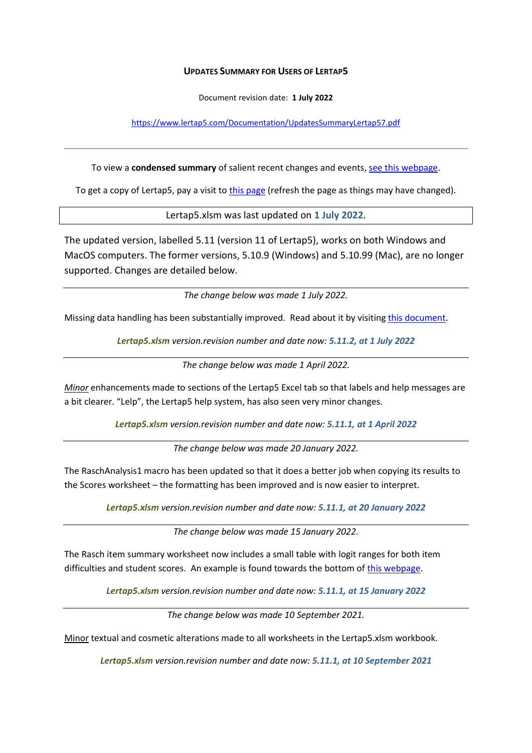# UPDATES SUMMARY FOR USERS OF LERTAP5

Document revision date: **1 July 2022**

https://www.lertap5.com/Documentation/UpdatesSummaryLertap57.pdf

---

To view a **condensed summary** of salient recent changes and events, see this webpage.

To get a copy of Lertap5, pay a visit to this page (refresh the page as things may have changed).

| Lertap5.xlsm was last updated on **1 July 2022**. |
|---|

The updated version, labelled 5.11 (version 11 of Lertap5), works on both Windows and MacOS computers. The former versions, 5.10.9 (Windows) and 5.10.99 (Mac), are no longer supported. Changes are detailed below.

---

*The change below was made 1 July 2022.*

Missing data handling has been substantially improved. Read about it by visiting this document.

***Lertap5.xlsm** version.revision number and date now: **5.11.2, at 1 July 2022***

---

*The change below was made 1 April 2022.*

*Minor* enhancements made to sections of the Lertap5 Excel tab so that labels and help messages are a bit clearer. "Lelp", the Lertap5 help system, has also seen very minor changes.

***Lertap5.xlsm** version.revision number and date now: **5.11.1, at 1 April 2022***

---

*The change below was made 20 January 2022.*

The RaschAnalysis1 macro has been updated so that it does a better job when copying its results to the Scores worksheet – the formatting has been improved and is now easier to interpret.

***Lertap5.xlsm** version.revision number and date now: **5.11.1, at 20 January 2022***

---

*The change below was made 15 January 2022.*

The Rasch item summary worksheet now includes a small table with logit ranges for both item difficulties and student scores. An example is found towards the bottom of this webpage.

***Lertap5.xlsm** version.revision number and date now: **5.11.1, at 15 January 2022***

---

*The change below was made 10 September 2021.*

Minor textual and cosmetic alterations made to all worksheets in the Lertap5.xlsm workbook.

***Lertap5.xlsm** version.revision number and date now: **5.11.1, at 10 September 2021***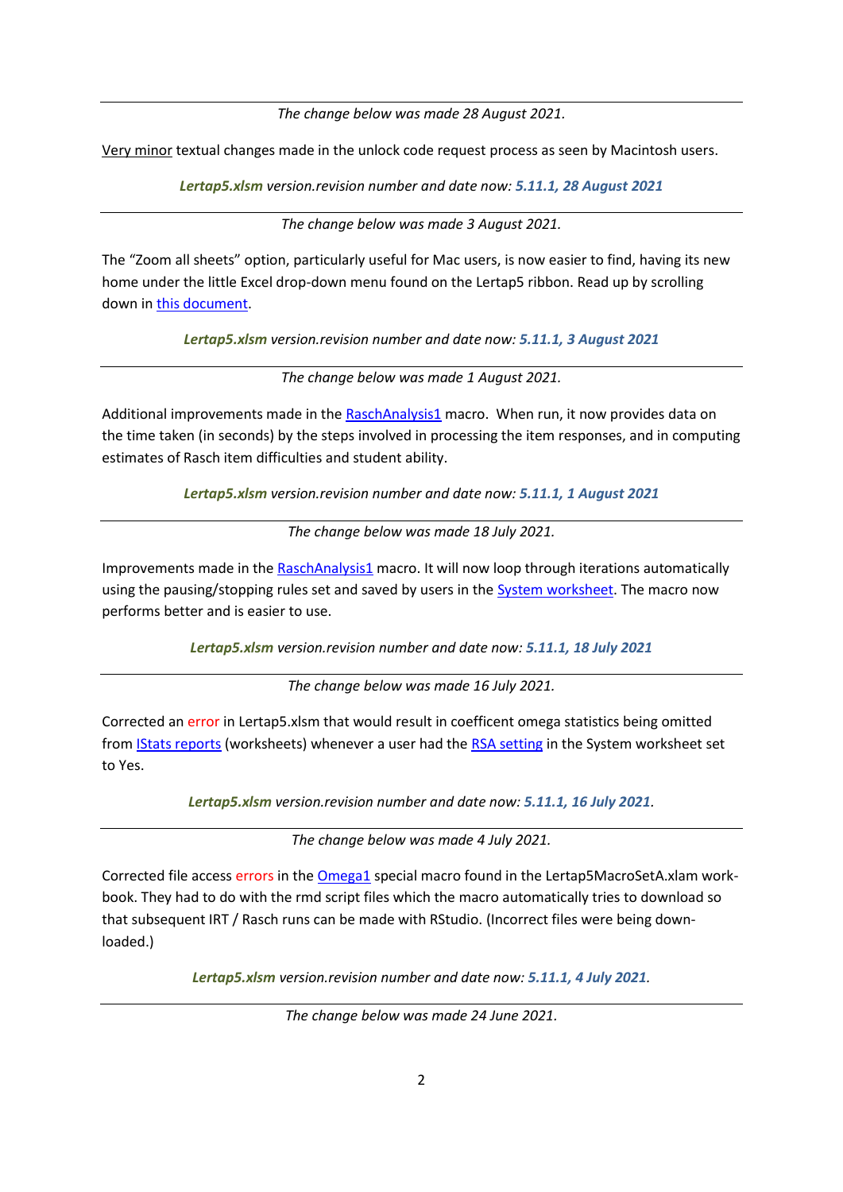---

*The change below was made 28 August 2021.*

Very minor textual changes made in the unlock code request process as seen by Macintosh users.

***Lertap5.xlsm*** *version.revision number and date now:* ***5.11.1, 28 August 2021***

---

*The change below was made 3 August 2021.*

The "Zoom all sheets" option, particularly useful for Mac users, is now easier to find, having its new home under the little Excel drop-down menu found on the Lertap5 ribbon. Read up by scrolling down in this document.

***Lertap5.xlsm*** *version.revision number and date now:* ***5.11.1, 3 August 2021***

---

*The change below was made 1 August 2021.*

Additional improvements made in the RaschAnalysis1 macro. When run, it now provides data on the time taken (in seconds) by the steps involved in processing the item responses, and in computing estimates of Rasch item difficulties and student ability.

***Lertap5.xlsm*** *version.revision number and date now:* ***5.11.1, 1 August 2021***

---

*The change below was made 18 July 2021.*

Improvements made in the RaschAnalysis1 macro. It will now loop through iterations automatically using the pausing/stopping rules set and saved by users in the System worksheet. The macro now performs better and is easier to use.

***Lertap5.xlsm*** *version.revision number and date now:* ***5.11.1, 18 July 2021***

---

*The change below was made 16 July 2021.*

Corrected an error in Lertap5.xlsm that would result in coefficent omega statistics being omitted from IStats reports (worksheets) whenever a user had the RSA setting in the System worksheet set to Yes.

***Lertap5.xlsm*** *version.revision number and date now:* ***5.11.1, 16 July 2021****.*

---

*The change below was made 4 July 2021.*

Corrected file access errors in the Omega1 special macro found in the Lertap5MacroSetA.xlam work-book. They had to do with the rmd script files which the macro automatically tries to download so that subsequent IRT / Rasch runs can be made with RStudio. (Incorrect files were being down-loaded.)

***Lertap5.xlsm*** *version.revision number and date now:* ***5.11.1, 4 July 2021****.*

---

*The change below was made 24 June 2021.*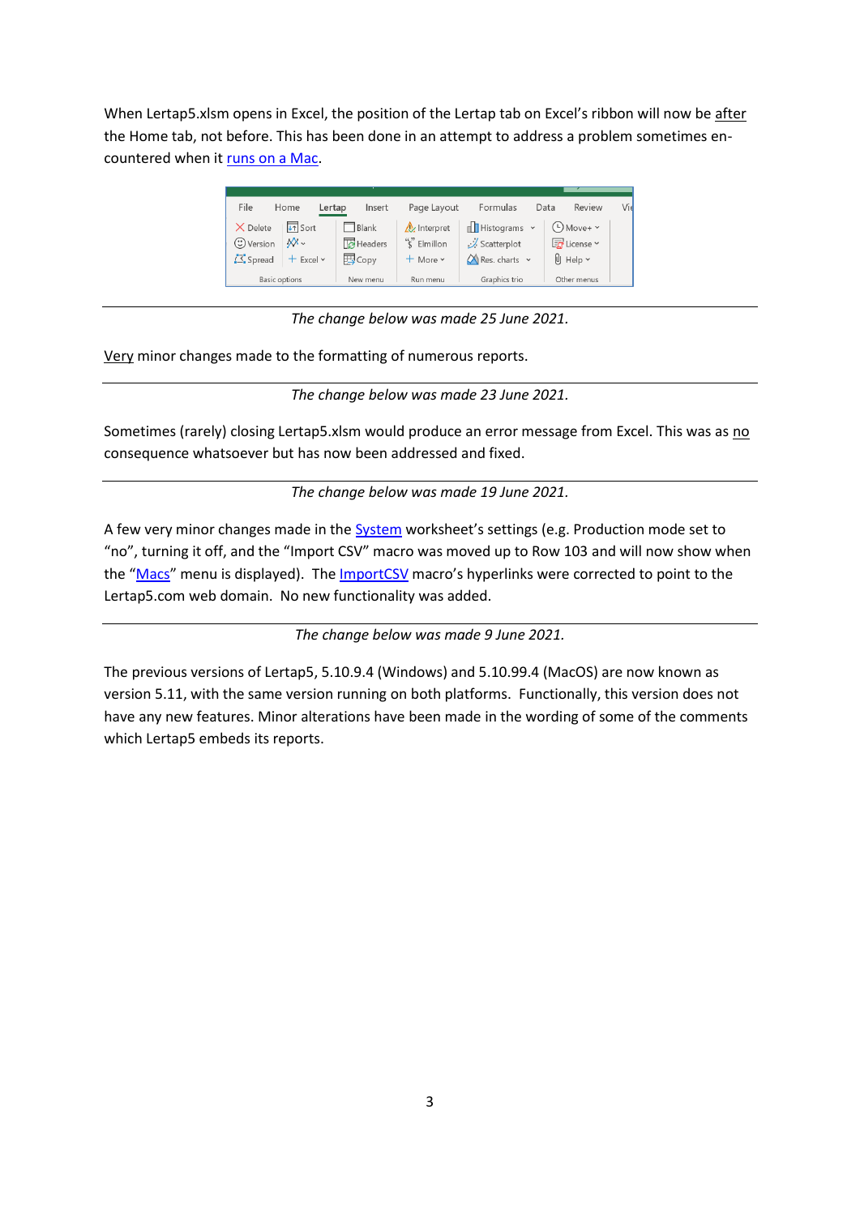When Lertap5.xlsm opens in Excel, the position of the Lertap tab on Excel's ribbon will now be after the Home tab, not before. This has been done in an attempt to address a problem sometimes encountered when it runs on a Mac.

---

*The change below was made 25 June 2021.*

Very minor changes made to the formatting of numerous reports.

---

*The change below was made 23 June 2021.*

Sometimes (rarely) closing Lertap5.xlsm would produce an error message from Excel. This was as no consequence whatsoever but has now been addressed and fixed.

---

*The change below was made 19 June 2021.*

A few very minor changes made in the System worksheet's settings (e.g. Production mode set to "no", turning it off, and the "Import CSV" macro was moved up to Row 103 and will now show when the "Macs" menu is displayed). The ImportCSV macro's hyperlinks were corrected to point to the Lertap5.com web domain. No new functionality was added.

---

*The change below was made 9 June 2021.*

The previous versions of Lertap5, 5.10.9.4 (Windows) and 5.10.99.4 (MacOS) are now known as version 5.11, with the same version running on both platforms. Functionally, this version does not have any new features. Minor alterations have been made in the wording of some of the comments which Lertap5 embeds its reports.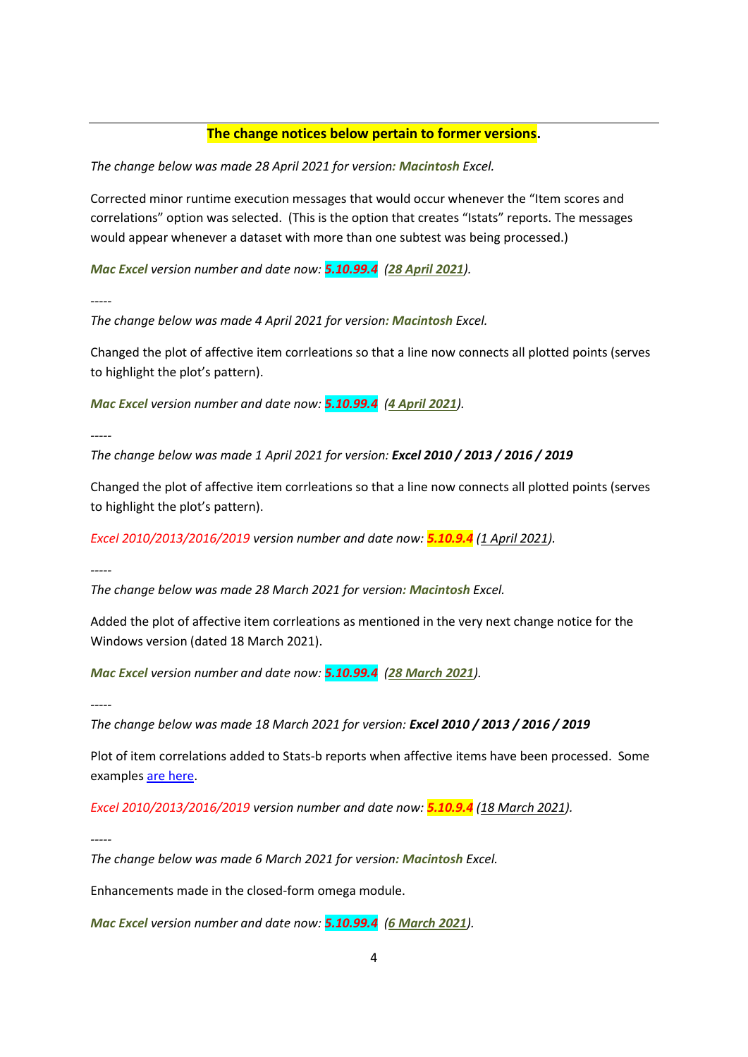---

**The change notices below pertain to former versions.**

*The change below was made 28 April 2021 for version: **Macintosh** Excel.*

Corrected minor runtime execution messages that would occur whenever the "Item scores and correlations" option was selected. (This is the option that creates "Istats" reports. The messages would appear whenever a dataset with more than one subtest was being processed.)

***Mac Excel** version number and date now: **5.10.99.4** (28 April 2021).*

-----

*The change below was made 4 April 2021 for version: **Macintosh** Excel.*

Changed the plot of affective item corrleations so that a line now connects all plotted points (serves to highlight the plot's pattern).

***Mac Excel** version number and date now: **5.10.99.4** (4 April 2021).*

-----

*The change below was made 1 April 2021 for version: **Excel 2010 / 2013 / 2016 / 2019***

Changed the plot of affective item corrleations so that a line now connects all plotted points (serves to highlight the plot's pattern).

*Excel 2010/2013/2016/2019 version number and date now: **5.10.9.4** (1 April 2021).*

-----

*The change below was made 28 March 2021 for version: **Macintosh** Excel.*

Added the plot of affective item corrleations as mentioned in the very next change notice for the Windows version (dated 18 March 2021).

***Mac Excel** version number and date now: **5.10.99.4** (28 March 2021).*

-----

*The change below was made 18 March 2021 for version: **Excel 2010 / 2013 / 2016 / 2019***

Plot of item correlations added to Stats-b reports when affective items have been processed. Some examples are here.

*Excel 2010/2013/2016/2019 version number and date now: **5.10.9.4** (18 March 2021).*

-----

*The change below was made 6 March 2021 for version: **Macintosh** Excel.*

Enhancements made in the closed-form omega module.

***Mac Excel** version number and date now: **5.10.99.4** (6 March 2021).*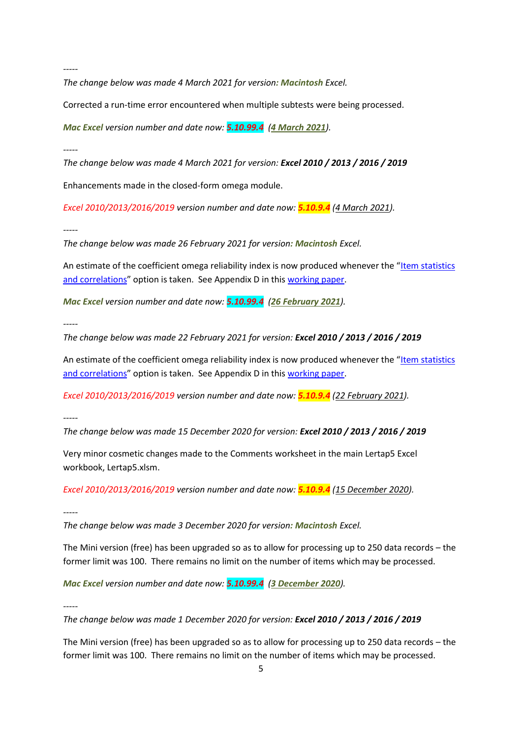-----

*The change below was made 4 March 2021 for version: **Macintosh** Excel.*

Corrected a run-time error encountered when multiple subtests were being processed.

***Mac Excel** version number and date now: **5.10.99.4** (4 March 2021).*

-----

*The change below was made 4 March 2021 for version: **Excel 2010 / 2013 / 2016 / 2019***

Enhancements made in the closed-form omega module.

*Excel 2010/2013/2016/2019 version number and date now: **5.10.9.4** (4 March 2021).*

-----

*The change below was made 26 February 2021 for version: **Macintosh** Excel.*

An estimate of the coefficient omega reliability index is now produced whenever the "Item statistics and correlations" option is taken. See Appendix D in this working paper.

***Mac Excel** version number and date now: **5.10.99.4** (26 February 2021).*

-----

*The change below was made 22 February 2021 for version: **Excel 2010 / 2013 / 2016 / 2019***

An estimate of the coefficient omega reliability index is now produced whenever the "Item statistics and correlations" option is taken. See Appendix D in this working paper.

*Excel 2010/2013/2016/2019 version number and date now: **5.10.9.4** (22 February 2021).*

-----

*The change below was made 15 December 2020 for version: **Excel 2010 / 2013 / 2016 / 2019***

Very minor cosmetic changes made to the Comments worksheet in the main Lertap5 Excel workbook, Lertap5.xlsm.

*Excel 2010/2013/2016/2019 version number and date now: **5.10.9.4** (15 December 2020).*

-----

*The change below was made 3 December 2020 for version: **Macintosh** Excel.*

The Mini version (free) has been upgraded so as to allow for processing up to 250 data records – the former limit was 100. There remains no limit on the number of items which may be processed.

***Mac Excel** version number and date now: **5.10.99.4** (3 December 2020).*

-----

*The change below was made 1 December 2020 for version: **Excel 2010 / 2013 / 2016 / 2019***

The Mini version (free) has been upgraded so as to allow for processing up to 250 data records – the former limit was 100. There remains no limit on the number of items which may be processed.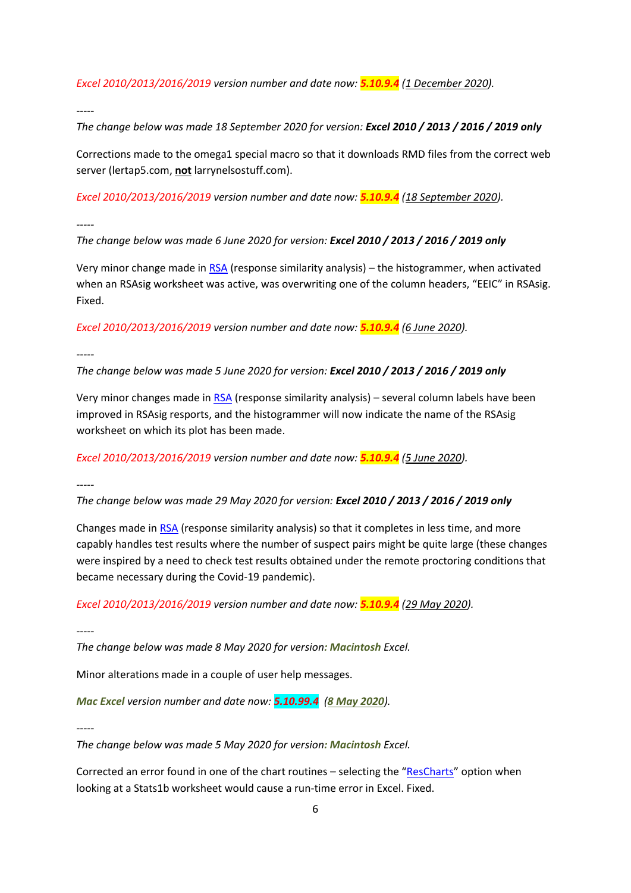*Excel 2010/2013/2016/2019 version number and date now: **5.10.9.4** (1 December 2020).*

-----

*The change below was made 18 September 2020 for version: **Excel 2010 / 2013 / 2016 / 2019 only***

Corrections made to the omega1 special macro so that it downloads RMD files from the correct web server (lertap5.com, **not** larrynelsostuff.com).

*Excel 2010/2013/2016/2019 version number and date now: **5.10.9.4** (18 September 2020).*

-----

*The change below was made 6 June 2020 for version: **Excel 2010 / 2013 / 2016 / 2019 only***

Very minor change made in RSA (response similarity analysis) – the histogrammer, when activated when an RSAsig worksheet was active, was overwriting one of the column headers, "EEIC" in RSAsig. Fixed.

*Excel 2010/2013/2016/2019 version number and date now: **5.10.9.4** (6 June 2020).*

-----

*The change below was made 5 June 2020 for version: **Excel 2010 / 2013 / 2016 / 2019 only***

Very minor changes made in RSA (response similarity analysis) – several column labels have been improved in RSAsig resports, and the histogrammer will now indicate the name of the RSAsig worksheet on which its plot has been made.

*Excel 2010/2013/2016/2019 version number and date now: **5.10.9.4** (5 June 2020).*

-----

*The change below was made 29 May 2020 for version: **Excel 2010 / 2013 / 2016 / 2019 only***

Changes made in RSA (response similarity analysis) so that it completes in less time, and more capably handles test results where the number of suspect pairs might be quite large (these changes were inspired by a need to check test results obtained under the remote proctoring conditions that became necessary during the Covid-19 pandemic).

*Excel 2010/2013/2016/2019 version number and date now: **5.10.9.4** (29 May 2020).*

-----

*The change below was made 8 May 2020 for version: **Macintosh** Excel.*

Minor alterations made in a couple of user help messages.

***Mac Excel** version number and date now: **5.10.99.4** (8 May 2020).*

-----

*The change below was made 5 May 2020 for version: **Macintosh** Excel.*

Corrected an error found in one of the chart routines – selecting the "ResCharts" option when looking at a Stats1b worksheet would cause a run-time error in Excel. Fixed.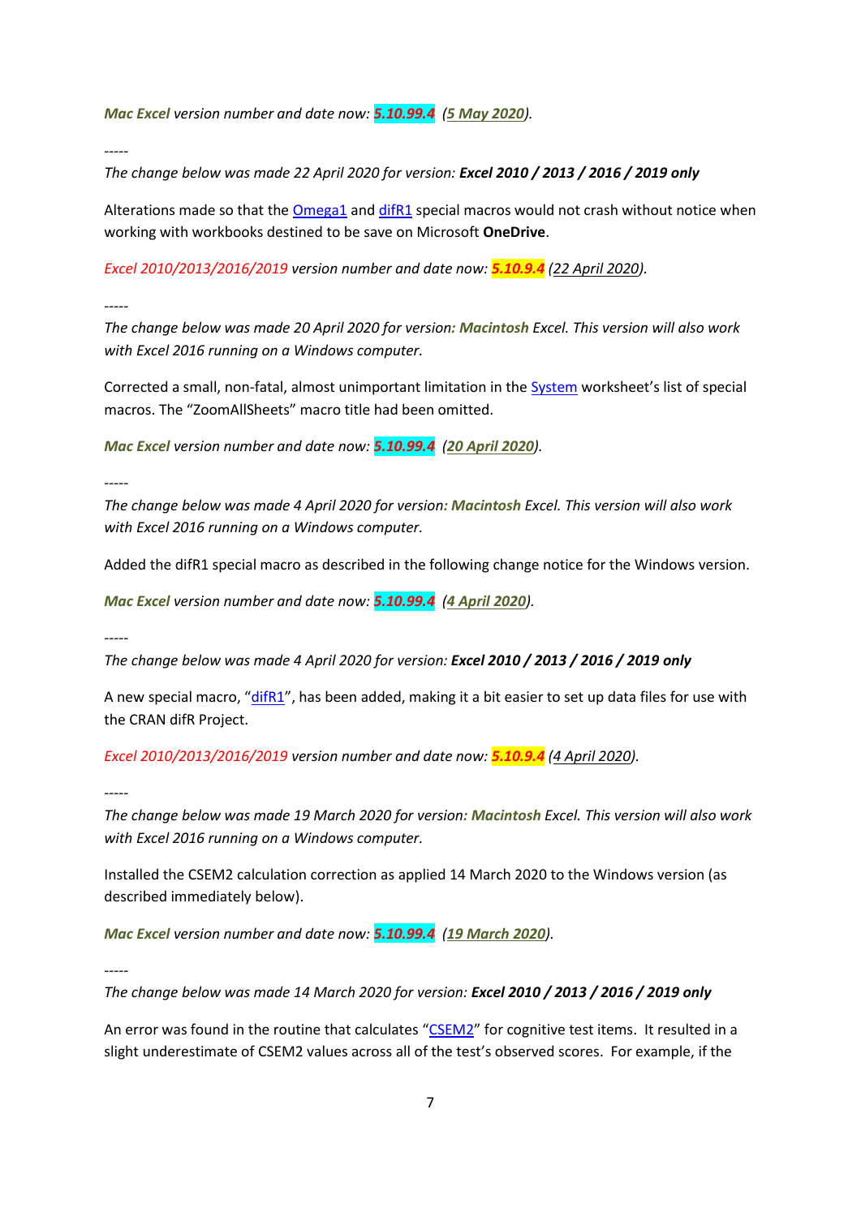*Mac Excel version number and date now: **5.10.99.4** (5 May 2020).*

-----

*The change below was made 22 April 2020 for version: **Excel 2010 / 2013 / 2016 / 2019 only***

Alterations made so that the Omega1 and difR1 special macros would not crash without notice when working with workbooks destined to be save on Microsoft **OneDrive**.

*Excel 2010/2013/2016/2019 version number and date now: **5.10.9.4** (22 April 2020).*

-----

*The change below was made 20 April 2020 for version: **Macintosh** Excel. This version will also work with Excel 2016 running on a Windows computer.*

Corrected a small, non-fatal, almost unimportant limitation in the System worksheet's list of special macros. The "ZoomAllSheets" macro title had been omitted.

*Mac Excel version number and date now: **5.10.99.4** (20 April 2020).*

-----

*The change below was made 4 April 2020 for version: **Macintosh** Excel. This version will also work with Excel 2016 running on a Windows computer.*

Added the difR1 special macro as described in the following change notice for the Windows version.

*Mac Excel version number and date now: **5.10.99.4** (4 April 2020).*

-----

*The change below was made 4 April 2020 for version: **Excel 2010 / 2013 / 2016 / 2019 only***

A new special macro, "difR1", has been added, making it a bit easier to set up data files for use with the CRAN difR Project.

*Excel 2010/2013/2016/2019 version number and date now: **5.10.9.4** (4 April 2020).*

-----

*The change below was made 19 March 2020 for version: **Macintosh** Excel. This version will also work with Excel 2016 running on a Windows computer.*

Installed the CSEM2 calculation correction as applied 14 March 2020 to the Windows version (as described immediately below).

*Mac Excel version number and date now: **5.10.99.4** (19 March 2020).*

-----

*The change below was made 14 March 2020 for version: **Excel 2010 / 2013 / 2016 / 2019 only***

An error was found in the routine that calculates "CSEM2" for cognitive test items. It resulted in a slight underestimate of CSEM2 values across all of the test's observed scores. For example, if the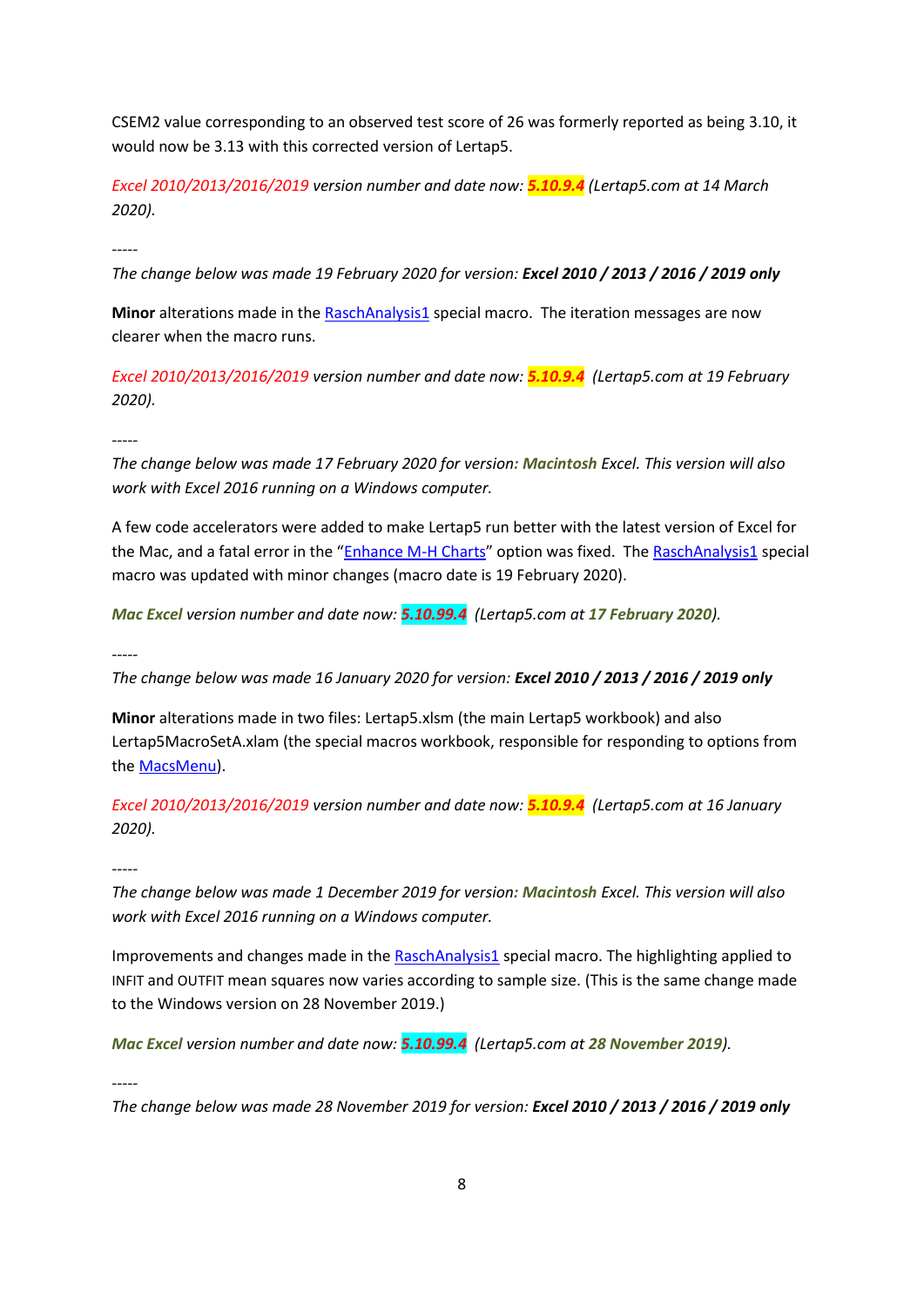CSEM2 value corresponding to an observed test score of 26 was formerly reported as being 3.10, it would now be 3.13 with this corrected version of Lertap5.

*Excel 2010/2013/2016/2019 version number and date now: **5.10.9.4** (Lertap5.com at 14 March 2020).*

*-----*

*The change below was made 19 February 2020 for version: **Excel 2010 / 2013 / 2016 / 2019 only***

**Minor** alterations made in the RaschAnalysis1 special macro. The iteration messages are now clearer when the macro runs.

*Excel 2010/2013/2016/2019 version number and date now: **5.10.9.4** (Lertap5.com at 19 February 2020).*

*-----*

*The change below was made 17 February 2020 for version: **Macintosh** Excel. This version will also work with Excel 2016 running on a Windows computer.*

A few code accelerators were added to make Lertap5 run better with the latest version of Excel for the Mac, and a fatal error in the "Enhance M-H Charts" option was fixed. The RaschAnalysis1 special macro was updated with minor changes (macro date is 19 February 2020).

***Mac Excel** version number and date now: **5.10.99.4** (Lertap5.com at **17 February 2020**).*

*-----*

*The change below was made 16 January 2020 for version: **Excel 2010 / 2013 / 2016 / 2019 only***

**Minor** alterations made in two files: Lertap5.xlsm (the main Lertap5 workbook) and also Lertap5MacroSetA.xlam (the special macros workbook, responsible for responding to options from the MacsMenu).

*Excel 2010/2013/2016/2019 version number and date now: **5.10.9.4** (Lertap5.com at 16 January 2020).*

*-----*

*The change below was made 1 December 2019 for version: **Macintosh** Excel. This version will also work with Excel 2016 running on a Windows computer.*

Improvements and changes made in the RaschAnalysis1 special macro. The highlighting applied to INFIT and OUTFIT mean squares now varies according to sample size. (This is the same change made to the Windows version on 28 November 2019.)

***Mac Excel** version number and date now: **5.10.99.4** (Lertap5.com at **28 November 2019**).*

*-----*

*The change below was made 28 November 2019 for version: **Excel 2010 / 2013 / 2016 / 2019 only***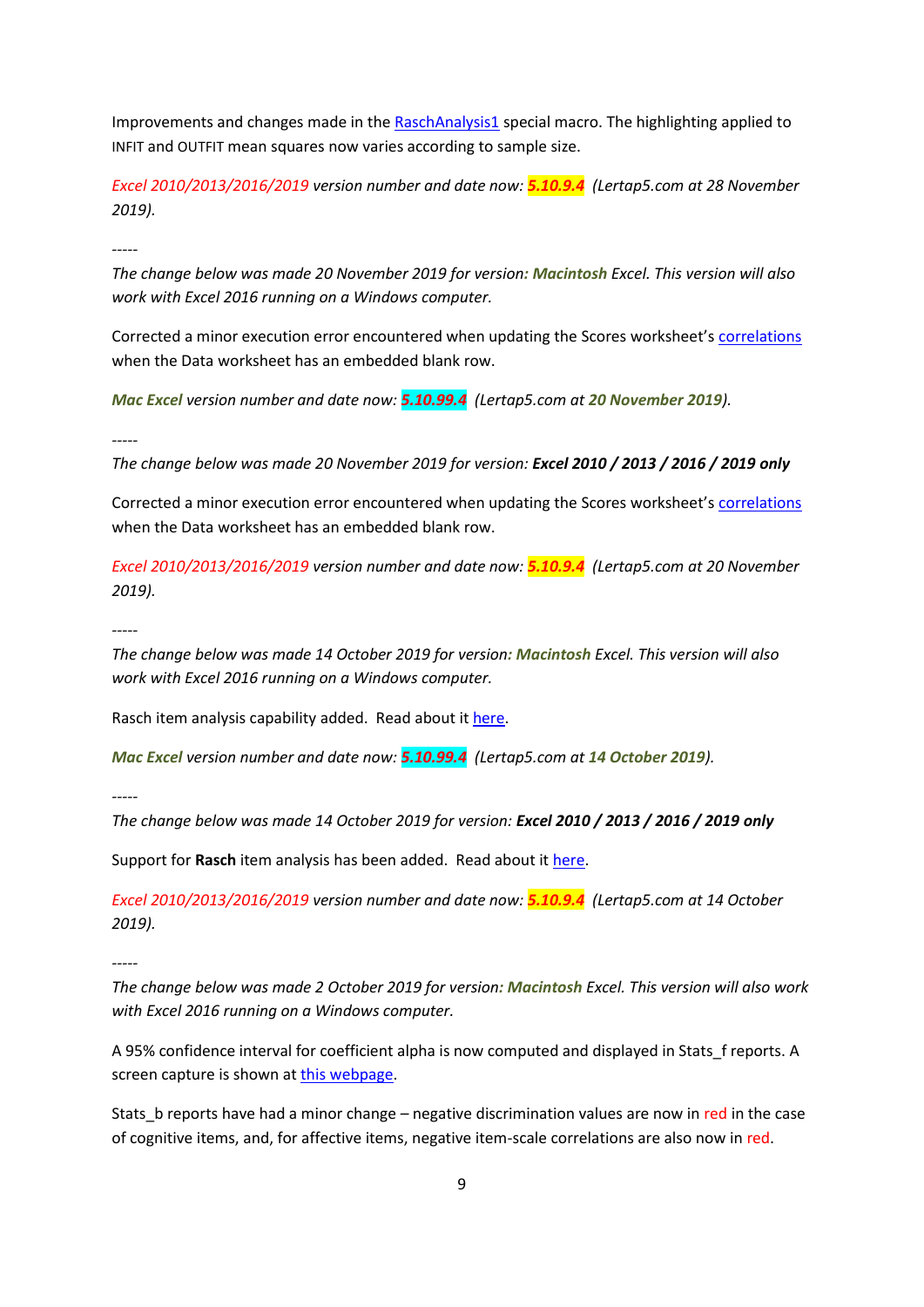Improvements and changes made in the RaschAnalysis1 special macro. The highlighting applied to INFIT and OUTFIT mean squares now varies according to sample size.

*Excel 2010/2013/2016/2019 version number and date now: **5.10.9.4** (Lertap5.com at 28 November 2019).*

-----

*The change below was made 20 November 2019 for version: **Macintosh** Excel. This version will also work with Excel 2016 running on a Windows computer.*

Corrected a minor execution error encountered when updating the Scores worksheet's correlations when the Data worksheet has an embedded blank row.

***Mac Excel** version number and date now: **5.10.99.4** (Lertap5.com at **20 November 2019**).*

-----

*The change below was made 20 November 2019 for version: **Excel 2010 / 2013 / 2016 / 2019 only***

Corrected a minor execution error encountered when updating the Scores worksheet's correlations when the Data worksheet has an embedded blank row.

*Excel 2010/2013/2016/2019 version number and date now: **5.10.9.4** (Lertap5.com at 20 November 2019).*

-----

*The change below was made 14 October 2019 for version: **Macintosh** Excel. This version will also work with Excel 2016 running on a Windows computer.*

Rasch item analysis capability added. Read about it here.

***Mac Excel** version number and date now: **5.10.99.4** (Lertap5.com at **14 October 2019**).*

-----

*The change below was made 14 October 2019 for version: **Excel 2010 / 2013 / 2016 / 2019 only***

Support for **Rasch** item analysis has been added. Read about it here.

*Excel 2010/2013/2016/2019 version number and date now: **5.10.9.4** (Lertap5.com at 14 October 2019).*

-----

*The change below was made 2 October 2019 for version: **Macintosh** Excel. This version will also work with Excel 2016 running on a Windows computer.*

A 95% confidence interval for coefficient alpha is now computed and displayed in Stats_f reports. A screen capture is shown at this webpage.

Stats_b reports have had a minor change – negative discrimination values are now in red in the case of cognitive items, and, for affective items, negative item-scale correlations are also now in red.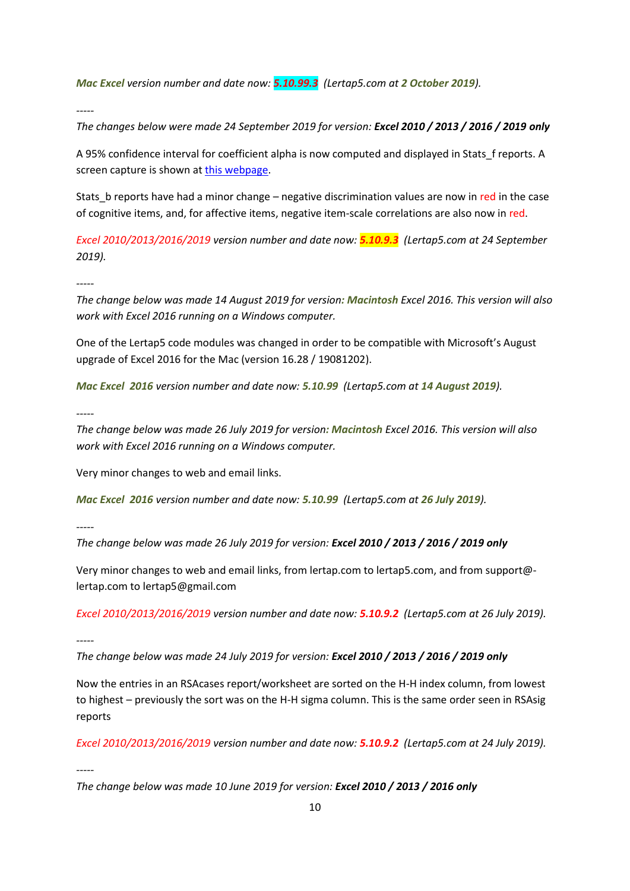*Mac Excel version number and date now: **5.10.99.3** (Lertap5.com at **2 October 2019**).*

*-----*

*The changes below were made 24 September 2019 for version: **Excel 2010 / 2013 / 2016 / 2019 only***

A 95% confidence interval for coefficient alpha is now computed and displayed in Stats_f reports. A screen capture is shown at this webpage.

Stats_b reports have had a minor change – negative discrimination values are now in red in the case of cognitive items, and, for affective items, negative item-scale correlations are also now in red.

*Excel 2010/2013/2016/2019 version number and date now: **5.10.9.3** (Lertap5.com at 24 September 2019).*

*-----*

*The change below was made 14 August 2019 for version: **Macintosh** Excel 2016. This version will also work with Excel 2016 running on a Windows computer.*

One of the Lertap5 code modules was changed in order to be compatible with Microsoft's August upgrade of Excel 2016 for the Mac (version 16.28 / 19081202).

***Mac Excel 2016** version number and date now: **5.10.99** (Lertap5.com at **14 August 2019**).*

*-----*

*The change below was made 26 July 2019 for version: **Macintosh** Excel 2016. This version will also work with Excel 2016 running on a Windows computer.*

Very minor changes to web and email links.

***Mac Excel 2016** version number and date now: **5.10.99** (Lertap5.com at **26 July 2019**).*

*-----*

*The change below was made 26 July 2019 for version: **Excel 2010 / 2013 / 2016 / 2019 only***

Very minor changes to web and email links, from lertap.com to lertap5.com, and from support@-lertap.com to lertap5@gmail.com

*Excel 2010/2013/2016/2019 version number and date now: **5.10.9.2** (Lertap5.com at 26 July 2019).*

*-----*

*The change below was made 24 July 2019 for version: **Excel 2010 / 2013 / 2016 / 2019 only***

Now the entries in an RSAcases report/worksheet are sorted on the H-H index column, from lowest to highest – previously the sort was on the H-H sigma column. This is the same order seen in RSAsig reports

*Excel 2010/2013/2016/2019 version number and date now: **5.10.9.2** (Lertap5.com at 24 July 2019).*

*-----*

*The change below was made 10 June 2019 for version: **Excel 2010 / 2013 / 2016 only***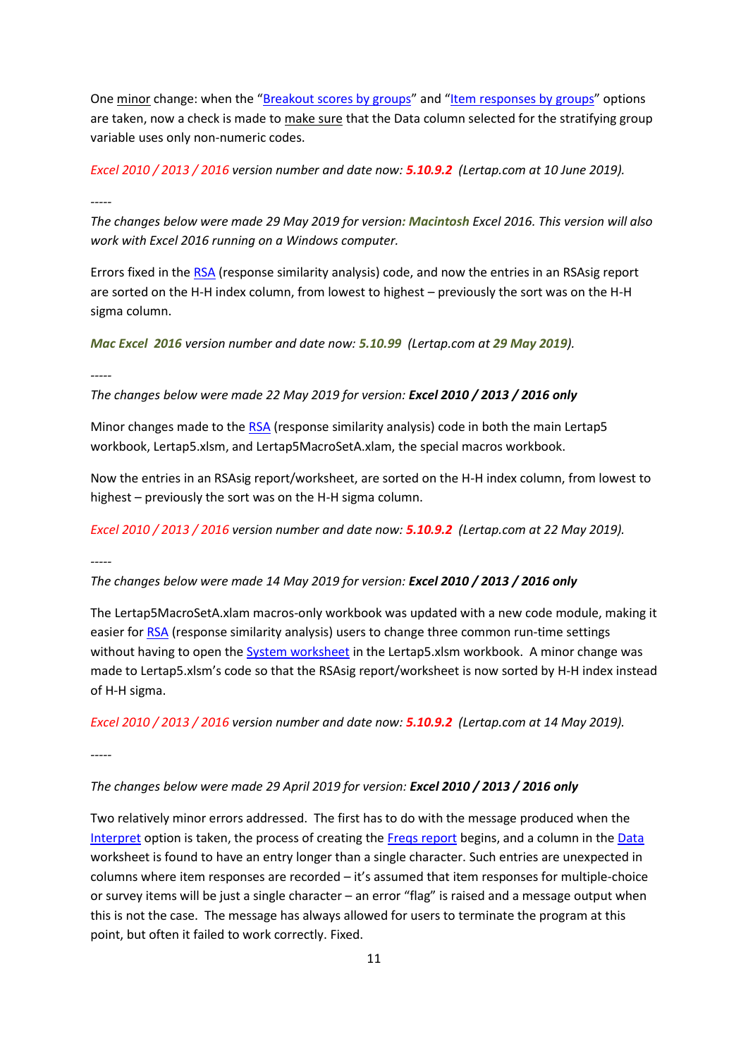One minor change: when the "Breakout scores by groups" and "Item responses by groups" options are taken, now a check is made to make sure that the Data column selected for the stratifying group variable uses only non-numeric codes.

*Excel 2010 / 2013 / 2016 version number and date now: **5.10.9.2** (Lertap.com at 10 June 2019).*

-----

*The changes below were made 29 May 2019 for version: **Macintosh** Excel 2016. This version will also work with Excel 2016 running on a Windows computer.*

Errors fixed in the RSA (response similarity analysis) code, and now the entries in an RSAsig report are sorted on the H-H index column, from lowest to highest – previously the sort was on the H-H sigma column.

***Mac Excel 2016** version number and date now: **5.10.99** (Lertap.com at **29 May 2019**).*

-----

*The changes below were made 22 May 2019 for version: **Excel 2010 / 2013 / 2016 only***

Minor changes made to the RSA (response similarity analysis) code in both the main Lertap5 workbook, Lertap5.xlsm, and Lertap5MacroSetA.xlam, the special macros workbook.

Now the entries in an RSAsig report/worksheet, are sorted on the H-H index column, from lowest to highest – previously the sort was on the H-H sigma column.

*Excel 2010 / 2013 / 2016 version number and date now: **5.10.9.2** (Lertap.com at 22 May 2019).*

-----

*The changes below were made 14 May 2019 for version: **Excel 2010 / 2013 / 2016 only***

The Lertap5MacroSetA.xlam macros-only workbook was updated with a new code module, making it easier for RSA (response similarity analysis) users to change three common run-time settings without having to open the System worksheet in the Lertap5.xlsm workbook. A minor change was made to Lertap5.xlsm's code so that the RSAsig report/worksheet is now sorted by H-H index instead of H-H sigma.

*Excel 2010 / 2013 / 2016 version number and date now: **5.10.9.2** (Lertap.com at 14 May 2019).*

-----

*The changes below were made 29 April 2019 for version: **Excel 2010 / 2013 / 2016 only***

Two relatively minor errors addressed. The first has to do with the message produced when the Interpret option is taken, the process of creating the Freqs report begins, and a column in the Data worksheet is found to have an entry longer than a single character. Such entries are unexpected in columns where item responses are recorded – it's assumed that item responses for multiple-choice or survey items will be just a single character – an error "flag" is raised and a message output when this is not the case. The message has always allowed for users to terminate the program at this point, but often it failed to work correctly. Fixed.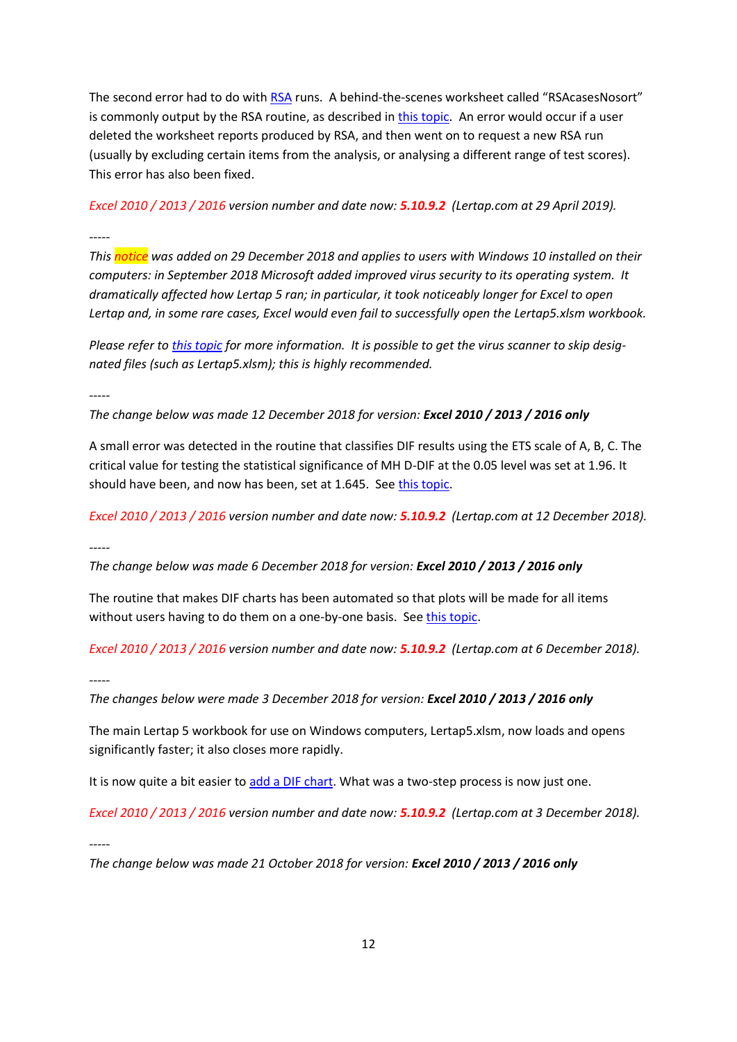The second error had to do with RSA runs. A behind-the-scenes worksheet called "RSAcasesNosort" is commonly output by the RSA routine, as described in this topic. An error would occur if a user deleted the worksheet reports produced by RSA, and then went on to request a new RSA run (usually by excluding certain items from the analysis, or analysing a different range of test scores). This error has also been fixed.

*Excel 2010 / 2013 / 2016 version number and date now:* ***5.10.9.2*** *(Lertap.com at 29 April 2019).*

-----

*This notice was added on 29 December 2018 and applies to users with Windows 10 installed on their computers: in September 2018 Microsoft added improved virus security to its operating system. It dramatically affected how Lertap 5 ran; in particular, it took noticeably longer for Excel to open Lertap and, in some rare cases, Excel would even fail to successfully open the Lertap5.xlsm workbook.*

*Please refer to this topic for more information. It is possible to get the virus scanner to skip designated files (such as Lertap5.xlsm); this is highly recommended.*

-----

*The change below was made 12 December 2018 for version:* ***Excel 2010 / 2013 / 2016 only***

A small error was detected in the routine that classifies DIF results using the ETS scale of A, B, C. The critical value for testing the statistical significance of MH D-DIF at the 0.05 level was set at 1.96. It should have been, and now has been, set at 1.645. See this topic.

*Excel 2010 / 2013 / 2016 version number and date now:* ***5.10.9.2*** *(Lertap.com at 12 December 2018).*

-----

*The change below was made 6 December 2018 for version:* ***Excel 2010 / 2013 / 2016 only***

The routine that makes DIF charts has been automated so that plots will be made for all items without users having to do them on a one-by-one basis. See this topic.

*Excel 2010 / 2013 / 2016 version number and date now:* ***5.10.9.2*** *(Lertap.com at 6 December 2018).*

-----

*The changes below were made 3 December 2018 for version:* ***Excel 2010 / 2013 / 2016 only***

The main Lertap 5 workbook for use on Windows computers, Lertap5.xlsm, now loads and opens significantly faster; it also closes more rapidly.

It is now quite a bit easier to add a DIF chart. What was a two-step process is now just one.

*Excel 2010 / 2013 / 2016 version number and date now:* ***5.10.9.2*** *(Lertap.com at 3 December 2018).*

-----

*The change below was made 21 October 2018 for version:* ***Excel 2010 / 2013 / 2016 only***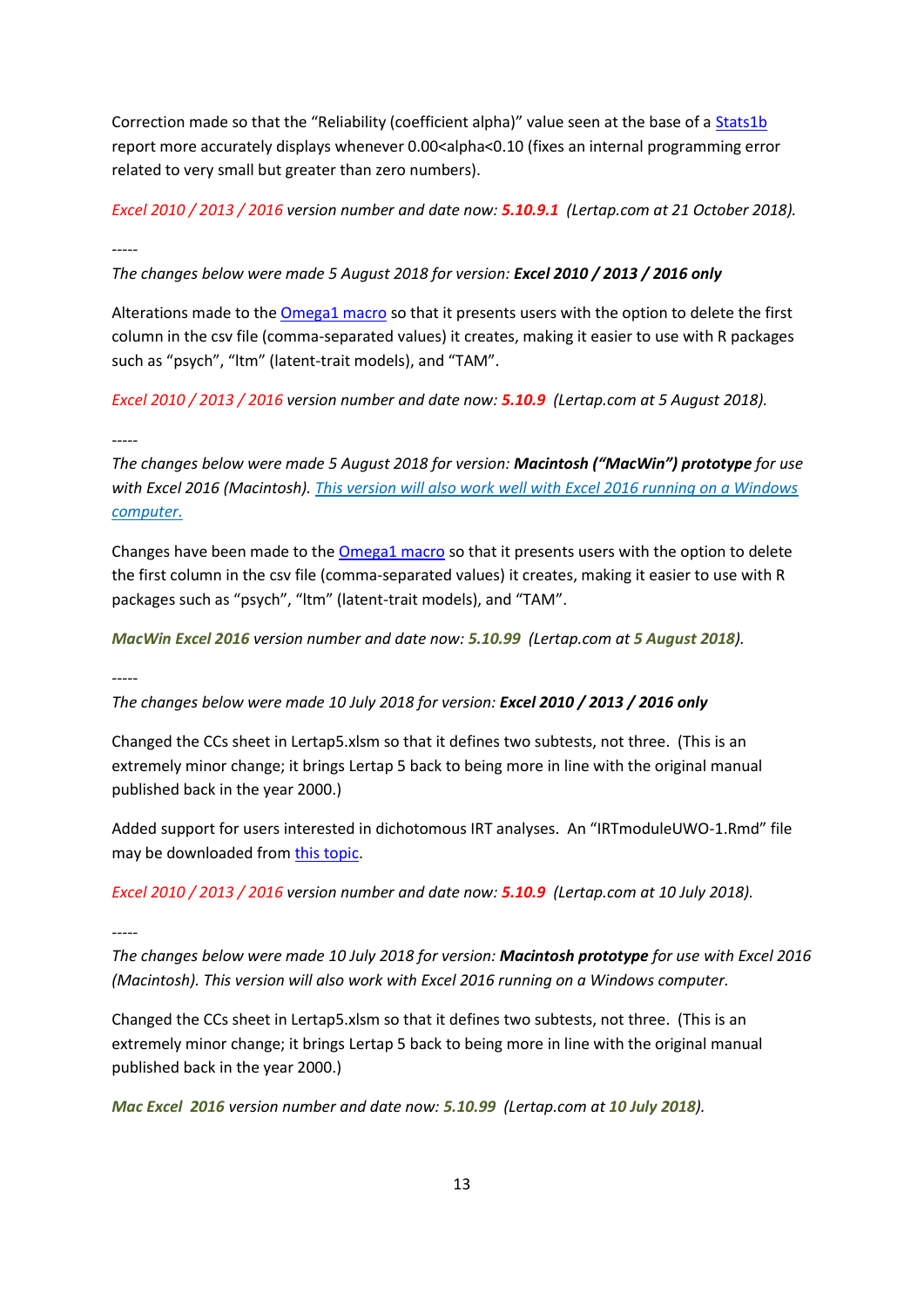Correction made so that the “Reliability (coefficient alpha)” value seen at the base of a Stats1b report more accurately displays whenever 0.00<alpha<0.10 (fixes an internal programming error related to very small but greater than zero numbers).

*Excel 2010 / 2013 / 2016 version number and date now: **5.10.9.1** (Lertap.com at 21 October 2018).*

-----

*The changes below were made 5 August 2018 for version: **Excel 2010 / 2013 / 2016 only***

Alterations made to the Omega1 macro so that it presents users with the option to delete the first column in the csv file (comma-separated values) it creates, making it easier to use with R packages such as “psych”, “ltm” (latent-trait models), and “TAM”.

*Excel 2010 / 2013 / 2016 version number and date now: **5.10.9** (Lertap.com at 5 August 2018).*

-----

*The changes below were made 5 August 2018 for version: **Macintosh (“MacWin”) prototype** for use with Excel 2016 (Macintosh). This version will also work well with Excel 2016 running on a Windows computer.*

Changes have been made to the Omega1 macro so that it presents users with the option to delete the first column in the csv file (comma-separated values) it creates, making it easier to use with R packages such as “psych”, “ltm” (latent-trait models), and “TAM”.

***MacWin Excel 2016** version number and date now: **5.10.99** (Lertap.com at **5 August 2018**).*

-----

*The changes below were made 10 July 2018 for version: **Excel 2010 / 2013 / 2016 only***

Changed the CCs sheet in Lertap5.xlsm so that it defines two subtests, not three. (This is an extremely minor change; it brings Lertap 5 back to being more in line with the original manual published back in the year 2000.)

Added support for users interested in dichotomous IRT analyses. An “IRTmoduleUWO-1.Rmd” file may be downloaded from this topic.

*Excel 2010 / 2013 / 2016 version number and date now: **5.10.9** (Lertap.com at 10 July 2018).*

-----

*The changes below were made 10 July 2018 for version: **Macintosh prototype** for use with Excel 2016 (Macintosh). This version will also work with Excel 2016 running on a Windows computer.*

Changed the CCs sheet in Lertap5.xlsm so that it defines two subtests, not three. (This is an extremely minor change; it brings Lertap 5 back to being more in line with the original manual published back in the year 2000.)

***Mac Excel 2016** version number and date now: **5.10.99** (Lertap.com at **10 July 2018**).*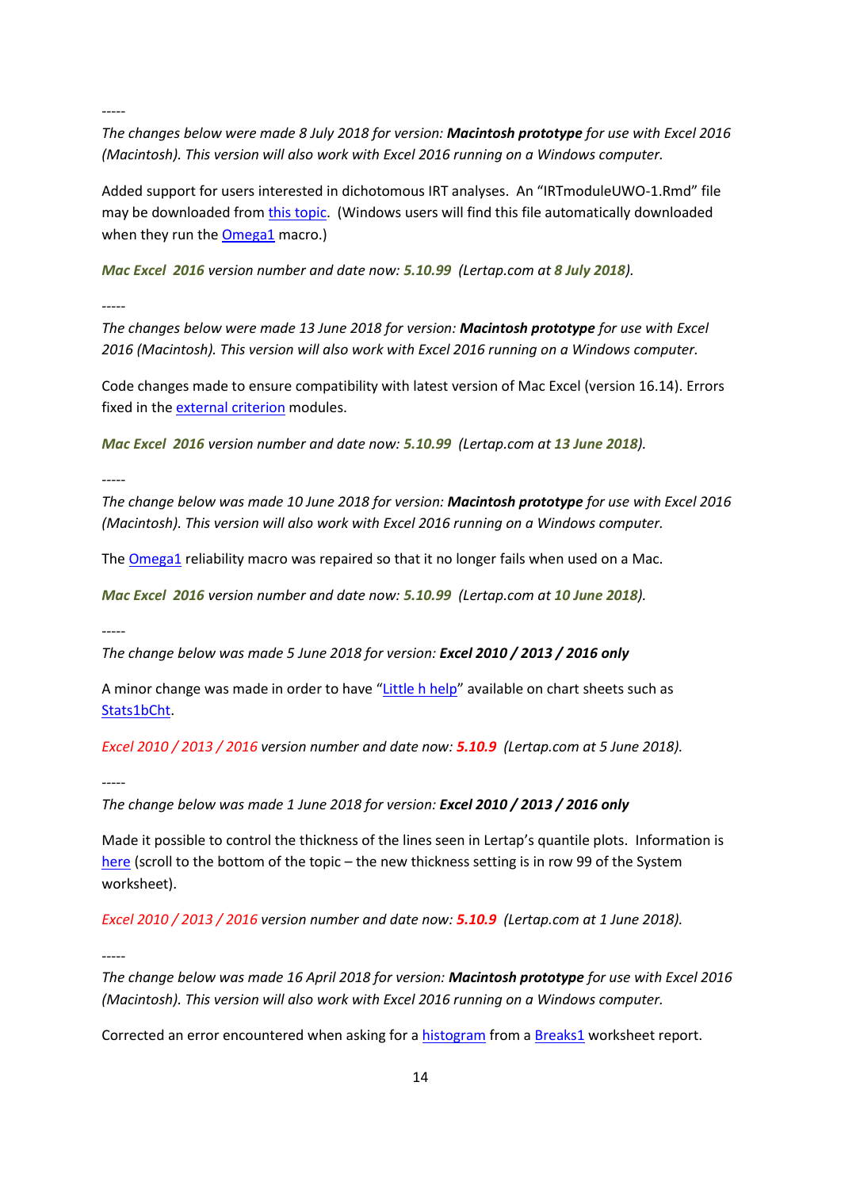-----

*The changes below were made 8 July 2018 for version: **Macintosh prototype** for use with Excel 2016 (Macintosh). This version will also work with Excel 2016 running on a Windows computer.*

Added support for users interested in dichotomous IRT analyses. An “IRTmoduleUWO-1.Rmd” file may be downloaded from this topic. (Windows users will find this file automatically downloaded when they run the Omega1 macro.)

***Mac Excel 2016** version number and date now: **5.10.99** (Lertap.com at **8 July 2018**).*

-----

*The changes below were made 13 June 2018 for version: **Macintosh prototype** for use with Excel 2016 (Macintosh). This version will also work with Excel 2016 running on a Windows computer.*

Code changes made to ensure compatibility with latest version of Mac Excel (version 16.14). Errors fixed in the external criterion modules.

***Mac Excel 2016** version number and date now: **5.10.99** (Lertap.com at **13 June 2018**).*

-----

*The change below was made 10 June 2018 for version: **Macintosh prototype** for use with Excel 2016 (Macintosh). This version will also work with Excel 2016 running on a Windows computer.*

The Omega1 reliability macro was repaired so that it no longer fails when used on a Mac.

***Mac Excel 2016** version number and date now: **5.10.99** (Lertap.com at **10 June 2018**).*

-----

*The change below was made 5 June 2018 for version: **Excel 2010 / 2013 / 2016 only***

A minor change was made in order to have “Little h help” available on chart sheets such as Stats1bCht.

*Excel 2010 / 2013 / 2016 version number and date now: **5.10.9** (Lertap.com at 5 June 2018).*

-----

*The change below was made 1 June 2018 for version: **Excel 2010 / 2013 / 2016 only***

Made it possible to control the thickness of the lines seen in Lertap’s quantile plots. Information is here (scroll to the bottom of the topic – the new thickness setting is in row 99 of the System worksheet).

*Excel 2010 / 2013 / 2016 version number and date now: **5.10.9** (Lertap.com at 1 June 2018).*

-----

*The change below was made 16 April 2018 for version: **Macintosh prototype** for use with Excel 2016 (Macintosh). This version will also work with Excel 2016 running on a Windows computer.*

Corrected an error encountered when asking for a histogram from a Breaks1 worksheet report.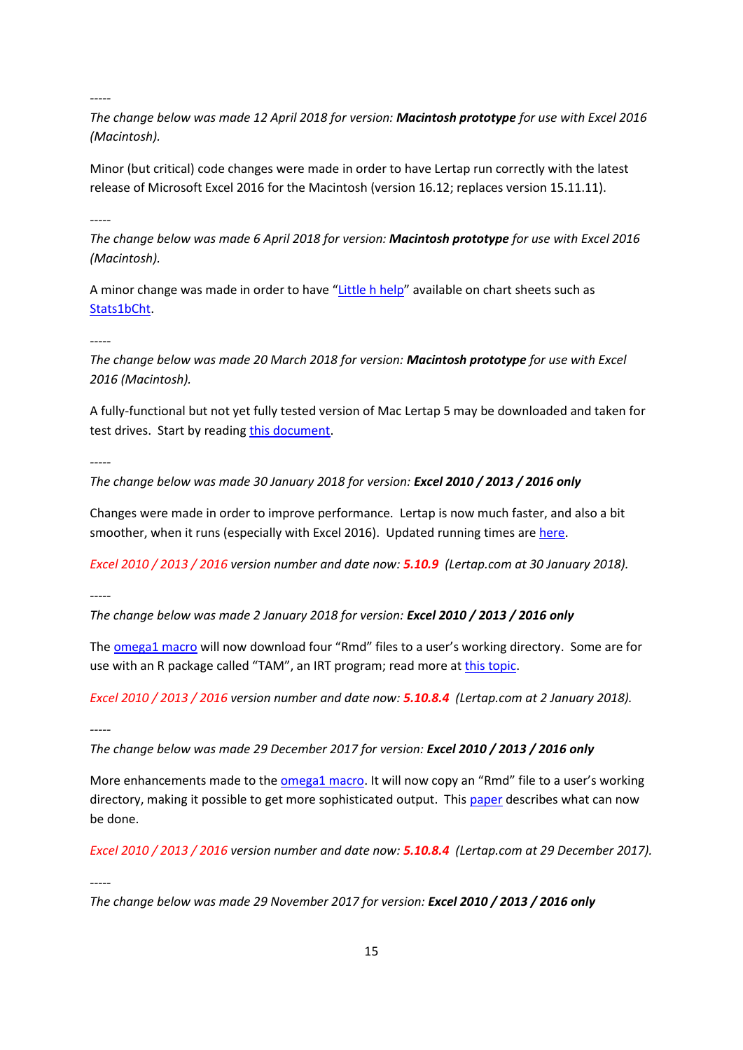-----

*The change below was made 12 April 2018 for version: **Macintosh prototype** for use with Excel 2016 (Macintosh).*

Minor (but critical) code changes were made in order to have Lertap run correctly with the latest release of Microsoft Excel 2016 for the Macintosh (version 16.12; replaces version 15.11.11).

-----

*The change below was made 6 April 2018 for version: **Macintosh prototype** for use with Excel 2016 (Macintosh).*

A minor change was made in order to have "Little h help" available on chart sheets such as Stats1bCht.

-----

*The change below was made 20 March 2018 for version: **Macintosh prototype** for use with Excel 2016 (Macintosh).*

A fully-functional but not yet fully tested version of Mac Lertap 5 may be downloaded and taken for test drives. Start by reading this document.

-----

*The change below was made 30 January 2018 for version: **Excel 2010 / 2013 / 2016 only***

Changes were made in order to improve performance. Lertap is now much faster, and also a bit smoother, when it runs (especially with Excel 2016). Updated running times are here.

*Excel 2010 / 2013 / 2016 version number and date now: **5.10.9** (Lertap.com at 30 January 2018).*

-----

*The change below was made 2 January 2018 for version: **Excel 2010 / 2013 / 2016 only***

The omega1 macro will now download four "Rmd" files to a user's working directory. Some are for use with an R package called "TAM", an IRT program; read more at this topic.

*Excel 2010 / 2013 / 2016 version number and date now: **5.10.8.4** (Lertap.com at 2 January 2018).*

-----

*The change below was made 29 December 2017 for version: **Excel 2010 / 2013 / 2016 only***

More enhancements made to the omega1 macro. It will now copy an "Rmd" file to a user's working directory, making it possible to get more sophisticated output. This paper describes what can now be done.

*Excel 2010 / 2013 / 2016 version number and date now: **5.10.8.4** (Lertap.com at 29 December 2017).*

-----

*The change below was made 29 November 2017 for version: **Excel 2010 / 2013 / 2016 only***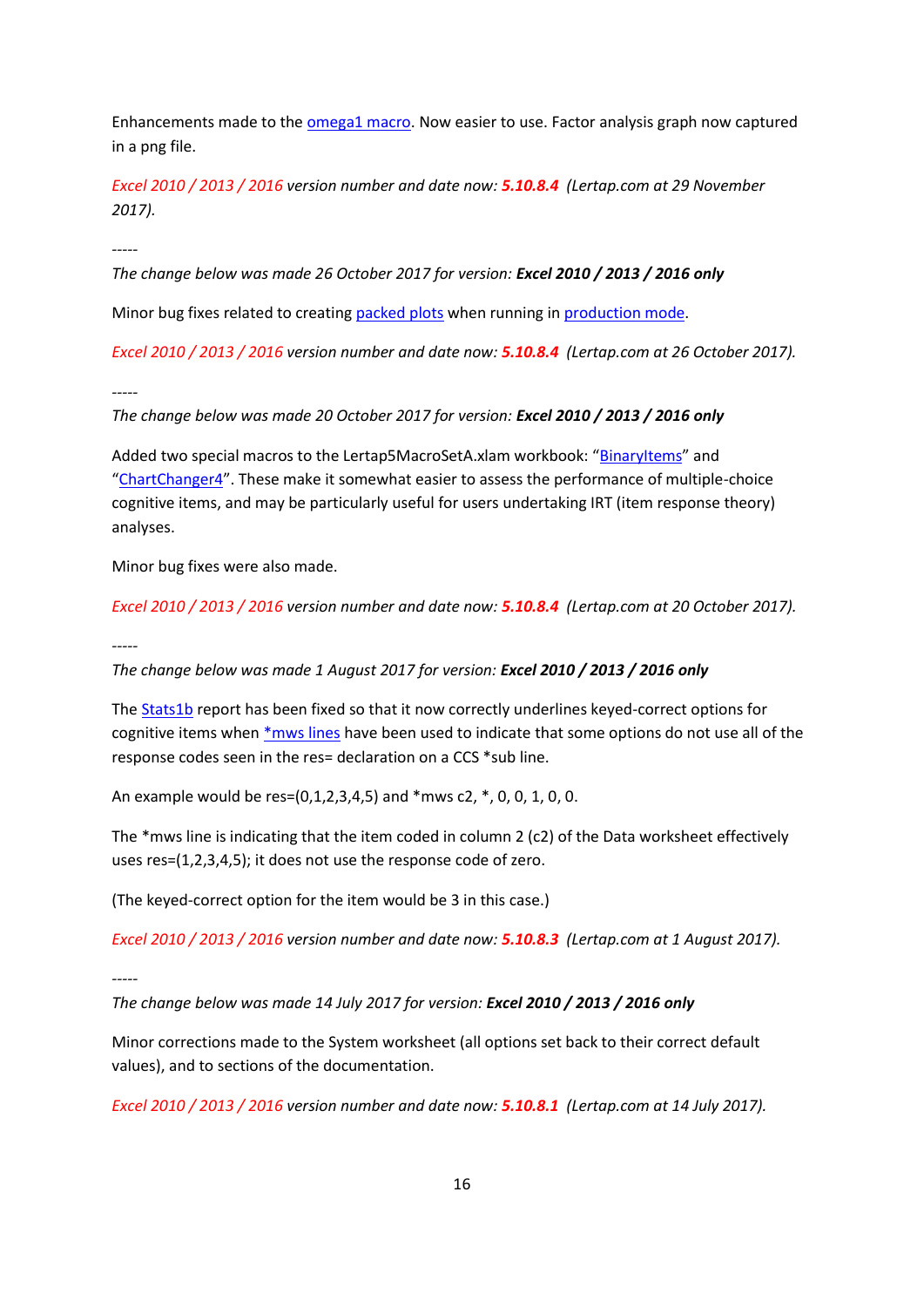Enhancements made to the omega1 macro. Now easier to use. Factor analysis graph now captured in a png file.

*Excel 2010 / 2013 / 2016 version number and date now: **5.10.8.4** (Lertap.com at 29 November 2017).*

-----

*The change below was made 26 October 2017 for version: **Excel 2010 / 2013 / 2016 only***

Minor bug fixes related to creating packed plots when running in production mode.

*Excel 2010 / 2013 / 2016 version number and date now: **5.10.8.4** (Lertap.com at 26 October 2017).*

-----

*The change below was made 20 October 2017 for version: **Excel 2010 / 2013 / 2016 only***

Added two special macros to the Lertap5MacroSetA.xlam workbook: "BinaryItems" and "ChartChanger4". These make it somewhat easier to assess the performance of multiple-choice cognitive items, and may be particularly useful for users undertaking IRT (item response theory) analyses.

Minor bug fixes were also made.

*Excel 2010 / 2013 / 2016 version number and date now: **5.10.8.4** (Lertap.com at 20 October 2017).*

-----

*The change below was made 1 August 2017 for version: **Excel 2010 / 2013 / 2016 only***

The Stats1b report has been fixed so that it now correctly underlines keyed-correct options for cognitive items when *mws lines have been used to indicate that some options do not use all of the response codes seen in the res= declaration on a CCS *sub line.

An example would be res=(0,1,2,3,4,5) and *mws c2, *, 0, 0, 1, 0, 0.

The *mws line is indicating that the item coded in column 2 (c2) of the Data worksheet effectively uses res=(1,2,3,4,5); it does not use the response code of zero.

(The keyed-correct option for the item would be 3 in this case.)

*Excel 2010 / 2013 / 2016 version number and date now: **5.10.8.3** (Lertap.com at 1 August 2017).*

-----

*The change below was made 14 July 2017 for version: **Excel 2010 / 2013 / 2016 only***

Minor corrections made to the System worksheet (all options set back to their correct default values), and to sections of the documentation.

*Excel 2010 / 2013 / 2016 version number and date now: **5.10.8.1** (Lertap.com at 14 July 2017).*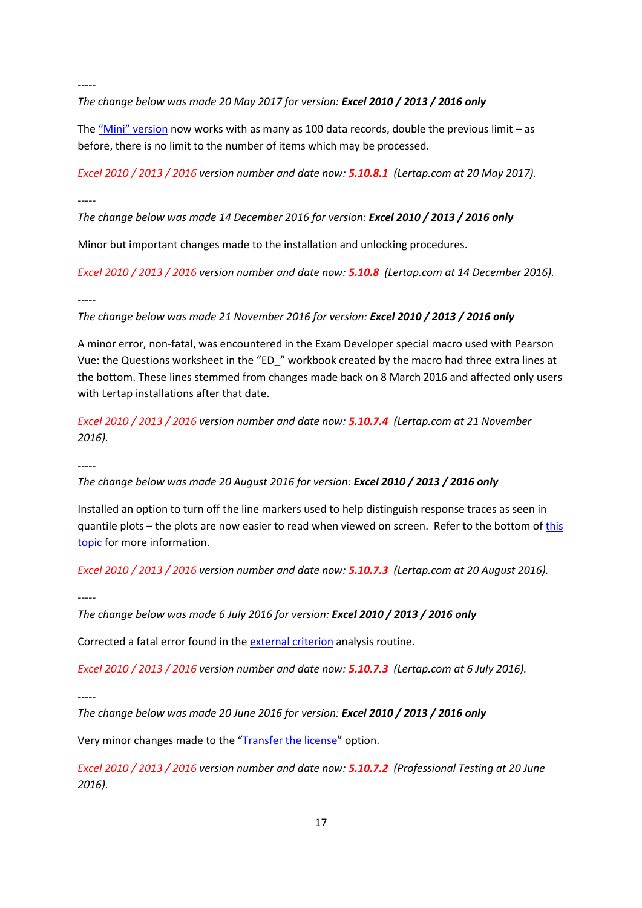-----

*The change below was made 20 May 2017 for version: **Excel 2010 / 2013 / 2016 only***

The "Mini" version now works with as many as 100 data records, double the previous limit – as before, there is no limit to the number of items which may be processed.

*Excel 2010 / 2013 / 2016 version number and date now: **5.10.8.1** (Lertap.com at 20 May 2017).*

-----

*The change below was made 14 December 2016 for version: **Excel 2010 / 2013 / 2016 only***

Minor but important changes made to the installation and unlocking procedures.

*Excel 2010 / 2013 / 2016 version number and date now: **5.10.8** (Lertap.com at 14 December 2016).*

-----

*The change below was made 21 November 2016 for version: **Excel 2010 / 2013 / 2016 only***

A minor error, non-fatal, was encountered in the Exam Developer special macro used with Pearson Vue: the Questions worksheet in the "ED_" workbook created by the macro had three extra lines at the bottom. These lines stemmed from changes made back on 8 March 2016 and affected only users with Lertap installations after that date.

*Excel 2010 / 2013 / 2016 version number and date now: **5.10.7.4** (Lertap.com at 21 November 2016).*

-----

*The change below was made 20 August 2016 for version: **Excel 2010 / 2013 / 2016 only***

Installed an option to turn off the line markers used to help distinguish response traces as seen in quantile plots – the plots are now easier to read when viewed on screen. Refer to the bottom of this topic for more information.

*Excel 2010 / 2013 / 2016 version number and date now: **5.10.7.3** (Lertap.com at 20 August 2016).*

-----

*The change below was made 6 July 2016 for version: **Excel 2010 / 2013 / 2016 only***

Corrected a fatal error found in the external criterion analysis routine.

*Excel 2010 / 2013 / 2016 version number and date now: **5.10.7.3** (Lertap.com at 6 July 2016).*

-----

*The change below was made 20 June 2016 for version: **Excel 2010 / 2013 / 2016 only***

Very minor changes made to the "Transfer the license" option.

*Excel 2010 / 2013 / 2016 version number and date now: **5.10.7.2** (Professional Testing at 20 June 2016).*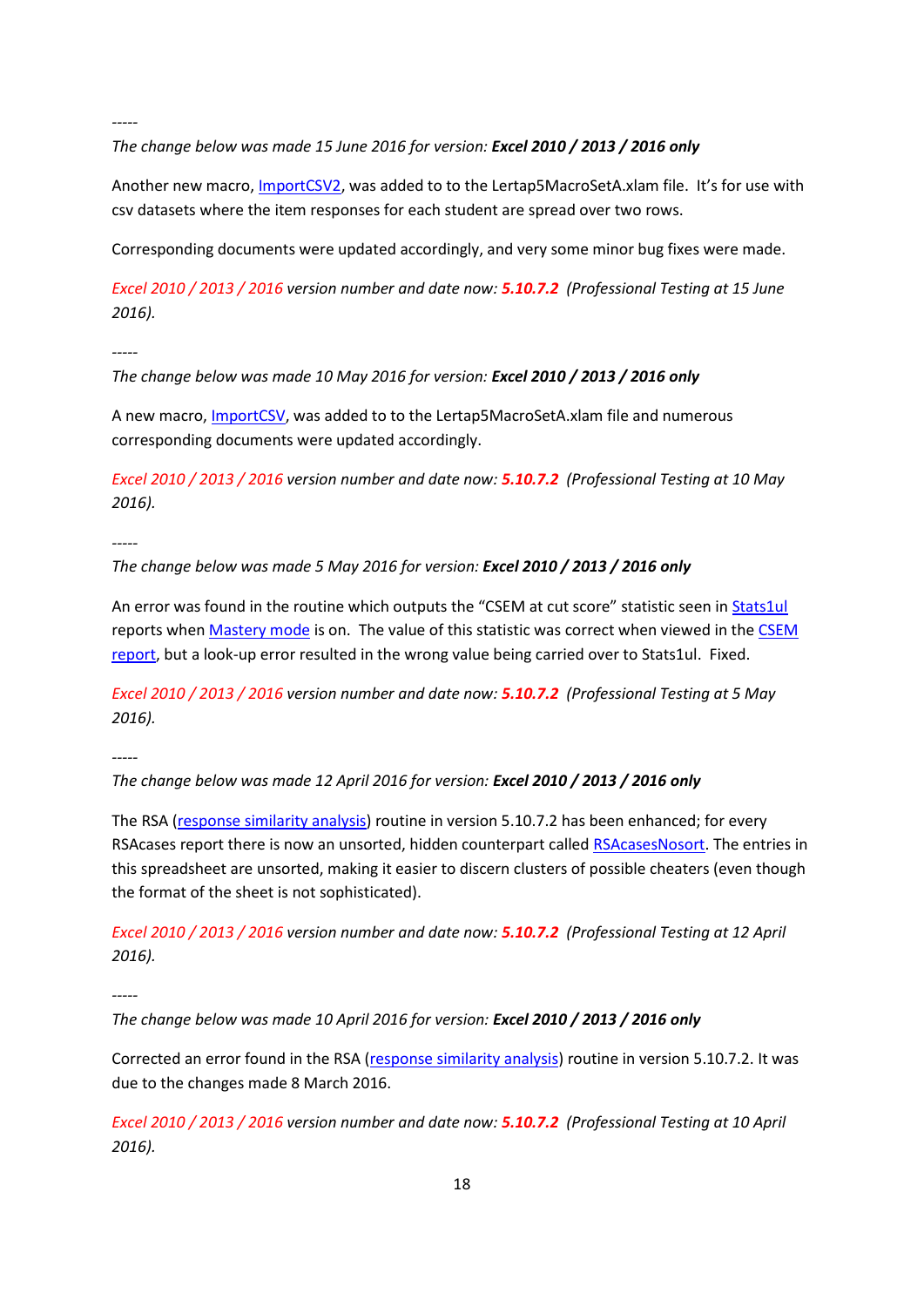-----

*The change below was made 15 June 2016 for version: **Excel 2010 / 2013 / 2016 only***

Another new macro, ImportCSV2, was added to to the Lertap5MacroSetA.xlam file. It's for use with csv datasets where the item responses for each student are spread over two rows.

Corresponding documents were updated accordingly, and very some minor bug fixes were made.

*Excel 2010 / 2013 / 2016 version number and date now: **5.10.7.2** (Professional Testing at 15 June 2016).*

-----

*The change below was made 10 May 2016 for version: **Excel 2010 / 2013 / 2016 only***

A new macro, ImportCSV, was added to to the Lertap5MacroSetA.xlam file and numerous corresponding documents were updated accordingly.

*Excel 2010 / 2013 / 2016 version number and date now: **5.10.7.2** (Professional Testing at 10 May 2016).*

-----

*The change below was made 5 May 2016 for version: **Excel 2010 / 2013 / 2016 only***

An error was found in the routine which outputs the "CSEM at cut score" statistic seen in Stats1ul reports when Mastery mode is on. The value of this statistic was correct when viewed in the CSEM report, but a look-up error resulted in the wrong value being carried over to Stats1ul. Fixed.

*Excel 2010 / 2013 / 2016 version number and date now: **5.10.7.2** (Professional Testing at 5 May 2016).*

-----

*The change below was made 12 April 2016 for version: **Excel 2010 / 2013 / 2016 only***

The RSA (response similarity analysis) routine in version 5.10.7.2 has been enhanced; for every RSAcases report there is now an unsorted, hidden counterpart called RSAcasesNosort. The entries in this spreadsheet are unsorted, making it easier to discern clusters of possible cheaters (even though the format of the sheet is not sophisticated).

*Excel 2010 / 2013 / 2016 version number and date now: **5.10.7.2** (Professional Testing at 12 April 2016).*

-----

*The change below was made 10 April 2016 for version: **Excel 2010 / 2013 / 2016 only***

Corrected an error found in the RSA (response similarity analysis) routine in version 5.10.7.2. It was due to the changes made 8 March 2016.

*Excel 2010 / 2013 / 2016 version number and date now: **5.10.7.2** (Professional Testing at 10 April 2016).*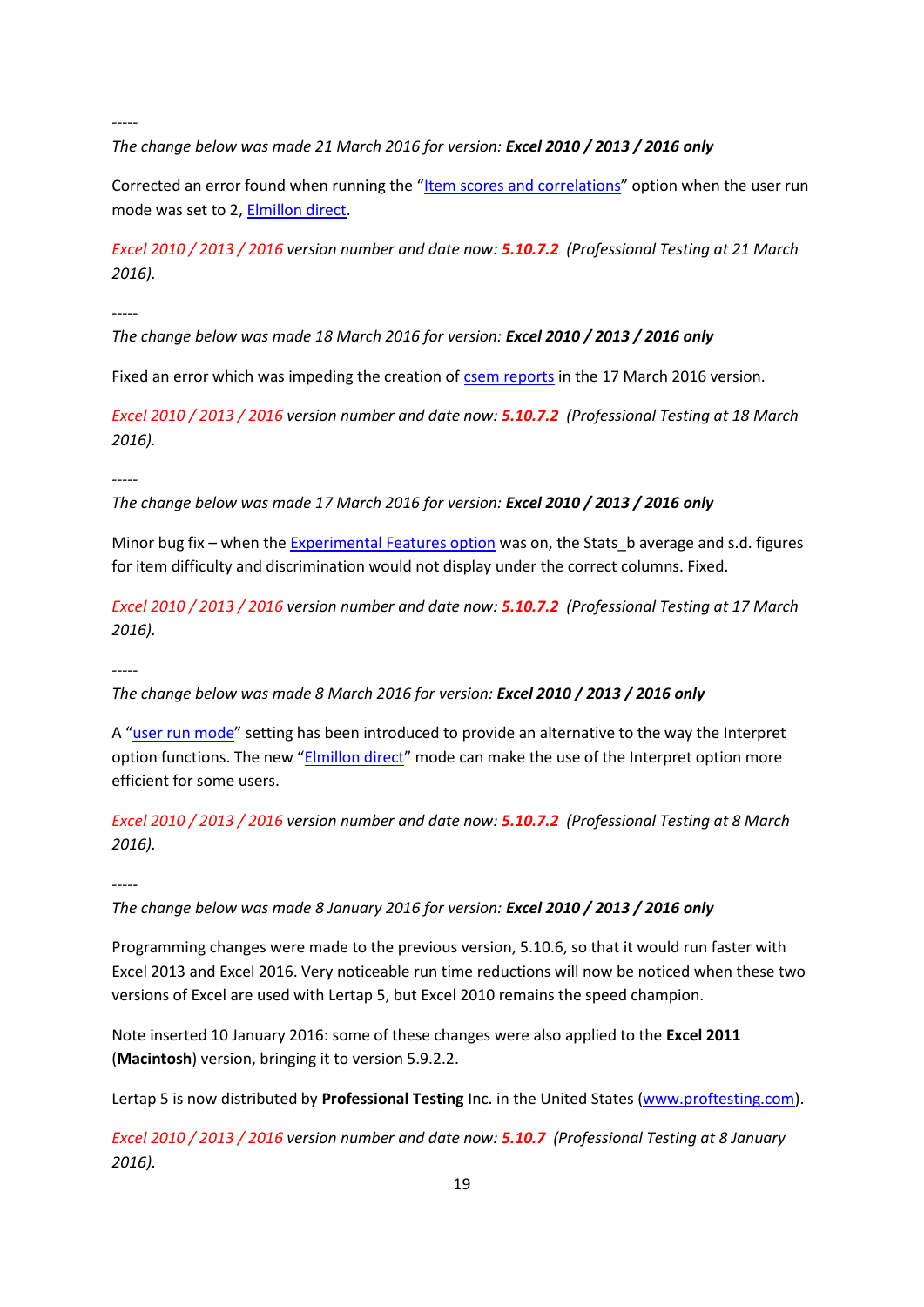-----

*The change below was made 21 March 2016 for version:* ***Excel 2010 / 2013 / 2016 only***

Corrected an error found when running the "Item scores and correlations" option when the user run mode was set to 2, Elmillon direct.

*Excel 2010 / 2013 / 2016 version number and date now:* ***5.10.7.2*** *(Professional Testing at 21 March 2016).*

-----

*The change below was made 18 March 2016 for version:* ***Excel 2010 / 2013 / 2016 only***

Fixed an error which was impeding the creation of csem reports in the 17 March 2016 version.

*Excel 2010 / 2013 / 2016 version number and date now:* ***5.10.7.2*** *(Professional Testing at 18 March 2016).*

-----

*The change below was made 17 March 2016 for version:* ***Excel 2010 / 2013 / 2016 only***

Minor bug fix – when the Experimental Features option was on, the Stats_b average and s.d. figures for item difficulty and discrimination would not display under the correct columns. Fixed.

*Excel 2010 / 2013 / 2016 version number and date now:* ***5.10.7.2*** *(Professional Testing at 17 March 2016).*

-----

*The change below was made 8 March 2016 for version:* ***Excel 2010 / 2013 / 2016 only***

A "user run mode" setting has been introduced to provide an alternative to the way the Interpret option functions. The new "Elmillon direct" mode can make the use of the Interpret option more efficient for some users.

*Excel 2010 / 2013 / 2016 version number and date now:* ***5.10.7.2*** *(Professional Testing at 8 March 2016).*

-----

*The change below was made 8 January 2016 for version:* ***Excel 2010 / 2013 / 2016 only***

Programming changes were made to the previous version, 5.10.6, so that it would run faster with Excel 2013 and Excel 2016. Very noticeable run time reductions will now be noticed when these two versions of Excel are used with Lertap 5, but Excel 2010 remains the speed champion.

Note inserted 10 January 2016: some of these changes were also applied to the **Excel 2011** (**Macintosh**) version, bringing it to version 5.9.2.2.

Lertap 5 is now distributed by **Professional Testing** Inc. in the United States (www.proftesting.com).

*Excel 2010 / 2013 / 2016 version number and date now:* ***5.10.7*** *(Professional Testing at 8 January 2016).*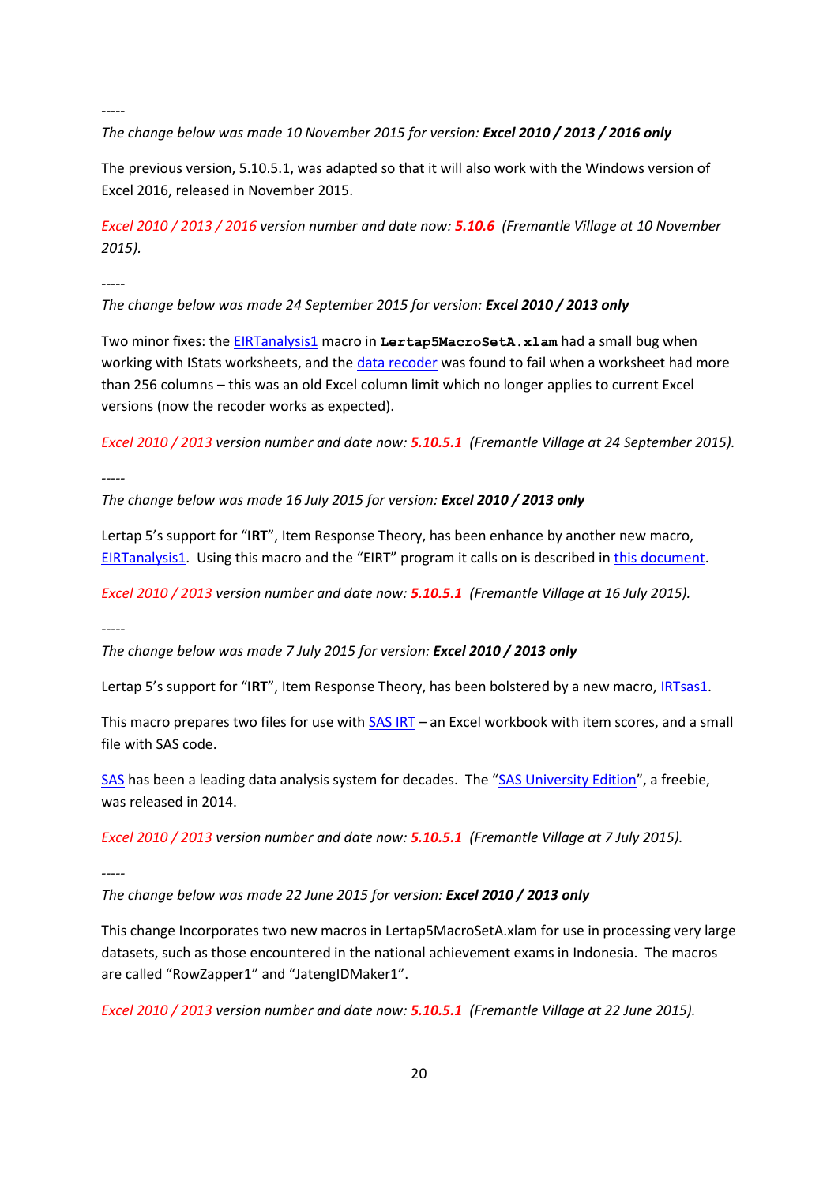-----

*The change below was made 10 November 2015 for version: **Excel 2010 / 2013 / 2016 only***

The previous version, 5.10.5.1, was adapted so that it will also work with the Windows version of Excel 2016, released in November 2015.

*Excel 2010 / 2013 / 2016 version number and date now: **5.10.6** (Fremantle Village at 10 November 2015).*

-----

*The change below was made 24 September 2015 for version: **Excel 2010 / 2013 only***

Two minor fixes: the EIRTanalysis1 macro in **`Lertap5MacroSetA.xlam`** had a small bug when working with IStats worksheets, and the data recoder was found to fail when a worksheet had more than 256 columns – this was an old Excel column limit which no longer applies to current Excel versions (now the recoder works as expected).

*Excel 2010 / 2013 version number and date now: **5.10.5.1** (Fremantle Village at 24 September 2015).*

-----

*The change below was made 16 July 2015 for version: **Excel 2010 / 2013 only***

Lertap 5's support for "**IRT**", Item Response Theory, has been enhance by another new macro, EIRTanalysis1. Using this macro and the "EIRT" program it calls on is described in this document.

*Excel 2010 / 2013 version number and date now: **5.10.5.1** (Fremantle Village at 16 July 2015).*

-----

*The change below was made 7 July 2015 for version: **Excel 2010 / 2013 only***

Lertap 5's support for "**IRT**", Item Response Theory, has been bolstered by a new macro, IRTsas1.

This macro prepares two files for use with SAS IRT – an Excel workbook with item scores, and a small file with SAS code.

SAS has been a leading data analysis system for decades. The "SAS University Edition", a freebie, was released in 2014.

*Excel 2010 / 2013 version number and date now: **5.10.5.1** (Fremantle Village at 7 July 2015).*

-----

*The change below was made 22 June 2015 for version: **Excel 2010 / 2013 only***

This change Incorporates two new macros in Lertap5MacroSetA.xlam for use in processing very large datasets, such as those encountered in the national achievement exams in Indonesia. The macros are called "RowZapper1" and "JatengIDMaker1".

*Excel 2010 / 2013 version number and date now: **5.10.5.1** (Fremantle Village at 22 June 2015).*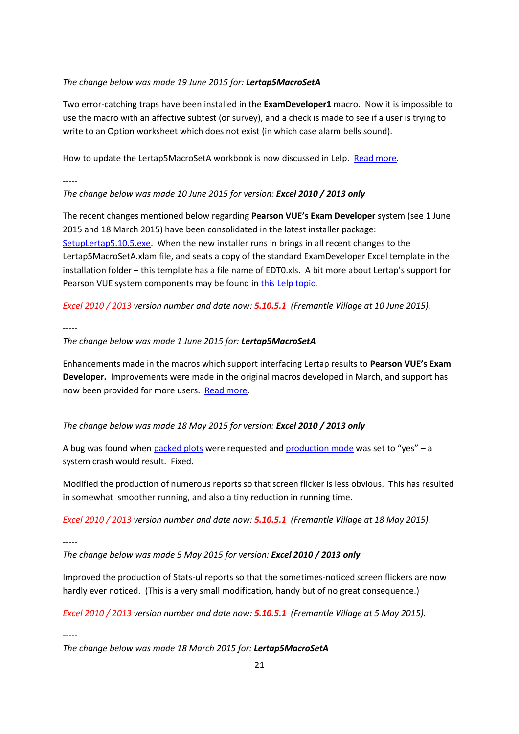-----

*The change below was made 19 June 2015 for:* ***Lertap5MacroSetA***

Two error-catching traps have been installed in the **ExamDeveloper1** macro. Now it is impossible to use the macro with an affective subtest (or survey), and a check is made to see if a user is trying to write to an Option worksheet which does not exist (in which case alarm bells sound).

How to update the Lertap5MacroSetA workbook is now discussed in Lelp. Read more.

-----

*The change below was made 10 June 2015 for version:* ***Excel 2010 / 2013 only***

The recent changes mentioned below regarding **Pearson VUE's Exam Developer** system (see 1 June 2015 and 18 March 2015) have been consolidated in the latest installer package: SetupLertap5.10.5.exe. When the new installer runs in brings in all recent changes to the Lertap5MacroSetA.xlam file, and seats a copy of the standard ExamDeveloper Excel template in the installation folder – this template has a file name of EDT0.xls. A bit more about Lertap's support for Pearson VUE system components may be found in this Lelp topic.

*Excel 2010 / 2013 version number and date now:* ***5.10.5.1*** *(Fremantle Village at 10 June 2015).*

-----

*The change below was made 1 June 2015 for:* ***Lertap5MacroSetA***

Enhancements made in the macros which support interfacing Lertap results to **Pearson VUE's Exam Developer.** Improvements were made in the original macros developed in March, and support has now been provided for more users. Read more.

-----

*The change below was made 18 May 2015 for version:* ***Excel 2010 / 2013 only***

A bug was found when packed plots were requested and production mode was set to "yes" – a system crash would result. Fixed.

Modified the production of numerous reports so that screen flicker is less obvious. This has resulted in somewhat smoother running, and also a tiny reduction in running time.

*Excel 2010 / 2013 version number and date now:* ***5.10.5.1*** *(Fremantle Village at 18 May 2015).*

-----

*The change below was made 5 May 2015 for version:* ***Excel 2010 / 2013 only***

Improved the production of Stats-ul reports so that the sometimes-noticed screen flickers are now hardly ever noticed. (This is a very small modification, handy but of no great consequence.)

*Excel 2010 / 2013 version number and date now:* ***5.10.5.1*** *(Fremantle Village at 5 May 2015).*

-----

*The change below was made 18 March 2015 for:* ***Lertap5MacroSetA***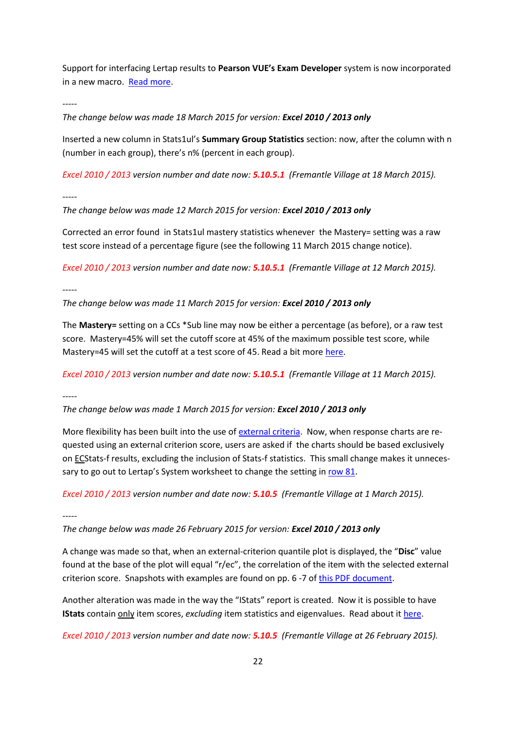Support for interfacing Lertap results to **Pearson VUE's Exam Developer** system is now incorporated in a new macro. Read more.

-----

*The change below was made 18 March 2015 for version:* ***Excel 2010 / 2013 only***

Inserted a new column in Stats1ul's **Summary Group Statistics** section: now, after the column with n (number in each group), there's n% (percent in each group).

*Excel 2010 / 2013 version number and date now:* ***5.10.5.1*** *(Fremantle Village at 18 March 2015).*

-----

*The change below was made 12 March 2015 for version:* ***Excel 2010 / 2013 only***

Corrected an error found in Stats1ul mastery statistics whenever the Mastery= setting was a raw test score instead of a percentage figure (see the following 11 March 2015 change notice).

*Excel 2010 / 2013 version number and date now:* ***5.10.5.1*** *(Fremantle Village at 12 March 2015).*

-----

*The change below was made 11 March 2015 for version:* ***Excel 2010 / 2013 only***

The **Mastery=** setting on a CCs *Sub line may now be either a percentage (as before), or a raw test score. Mastery=45% will set the cutoff score at 45% of the maximum possible test score, while Mastery=45 will set the cutoff at a test score of 45. Read a bit more here.

*Excel 2010 / 2013 version number and date now:* ***5.10.5.1*** *(Fremantle Village at 11 March 2015).*

-----

*The change below was made 1 March 2015 for version:* ***Excel 2010 / 2013 only***

More flexibility has been built into the use of external criteria. Now, when response charts are requested using an external criterion score, users are asked if the charts should be based exclusively on ECStats-f results, excluding the inclusion of Stats-f statistics. This small change makes it unnecessary to go out to Lertap's System worksheet to change the setting in row 81.

*Excel 2010 / 2013 version number and date now:* ***5.10.5*** *(Fremantle Village at 1 March 2015).*

-----

*The change below was made 26 February 2015 for version:* ***Excel 2010 / 2013 only***

A change was made so that, when an external-criterion quantile plot is displayed, the "**Disc**" value found at the base of the plot will equal "r/ec", the correlation of the item with the selected external criterion score. Snapshots with examples are found on pp. 6 -7 of this PDF document.

Another alteration was made in the way the "IStats" report is created. Now it is possible to have **IStats** contain only item scores, *excluding* item statistics and eigenvalues. Read about it here.

*Excel 2010 / 2013 version number and date now:* ***5.10.5*** *(Fremantle Village at 26 February 2015).*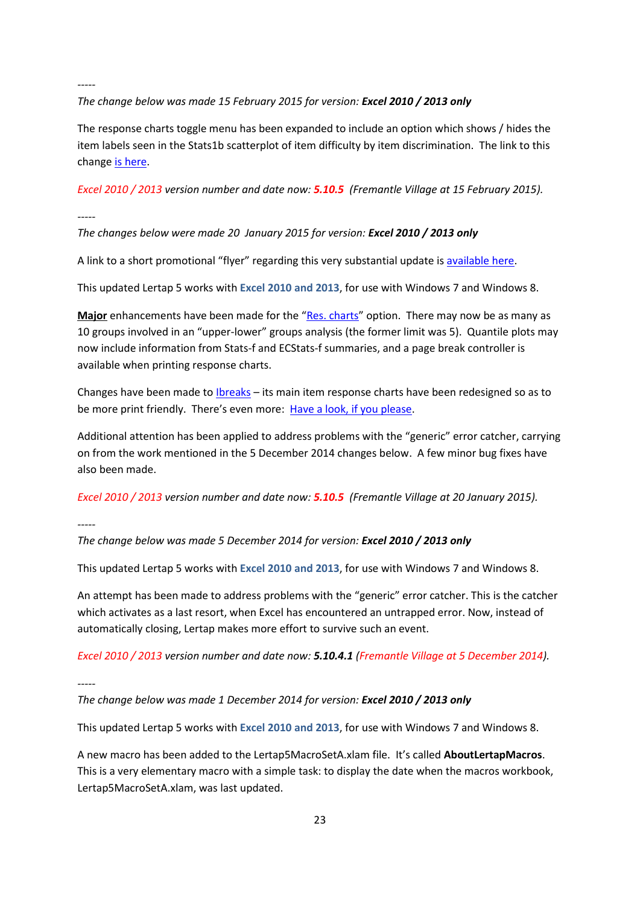-----

*The change below was made 15 February 2015 for version: **Excel 2010 / 2013 only***

The response charts toggle menu has been expanded to include an option which shows / hides the item labels seen in the Stats1b scatterplot of item difficulty by item discrimination. The link to this change is here.

*Excel 2010 / 2013 version number and date now: **5.10.5** (Fremantle Village at 15 February 2015).*

-----

*The changes below were made 20 January 2015 for version: **Excel 2010 / 2013 only***

A link to a short promotional "flyer" regarding this very substantial update is available here.

This updated Lertap 5 works with **Excel 2010 and 2013**, for use with Windows 7 and Windows 8.

**Major** enhancements have been made for the "Res. charts" option. There may now be as many as 10 groups involved in an "upper-lower" groups analysis (the former limit was 5). Quantile plots may now include information from Stats-f and ECStats-f summaries, and a page break controller is available when printing response charts.

Changes have been made to Ibreaks – its main item response charts have been redesigned so as to be more print friendly. There's even more: Have a look, if you please.

Additional attention has been applied to address problems with the "generic" error catcher, carrying on from the work mentioned in the 5 December 2014 changes below. A few minor bug fixes have also been made.

*Excel 2010 / 2013 version number and date now: **5.10.5** (Fremantle Village at 20 January 2015).*

-----

*The change below was made 5 December 2014 for version: **Excel 2010 / 2013 only***

This updated Lertap 5 works with **Excel 2010 and 2013**, for use with Windows 7 and Windows 8.

An attempt has been made to address problems with the "generic" error catcher. This is the catcher which activates as a last resort, when Excel has encountered an untrapped error. Now, instead of automatically closing, Lertap makes more effort to survive such an event.

*Excel 2010 / 2013 version number and date now: **5.10.4.1** (Fremantle Village at 5 December 2014).*

-----

*The change below was made 1 December 2014 for version: **Excel 2010 / 2013 only***

This updated Lertap 5 works with **Excel 2010 and 2013**, for use with Windows 7 and Windows 8.

A new macro has been added to the Lertap5MacroSetA.xlam file. It's called **AboutLertapMacros**. This is a very elementary macro with a simple task: to display the date when the macros workbook, Lertap5MacroSetA.xlam, was last updated.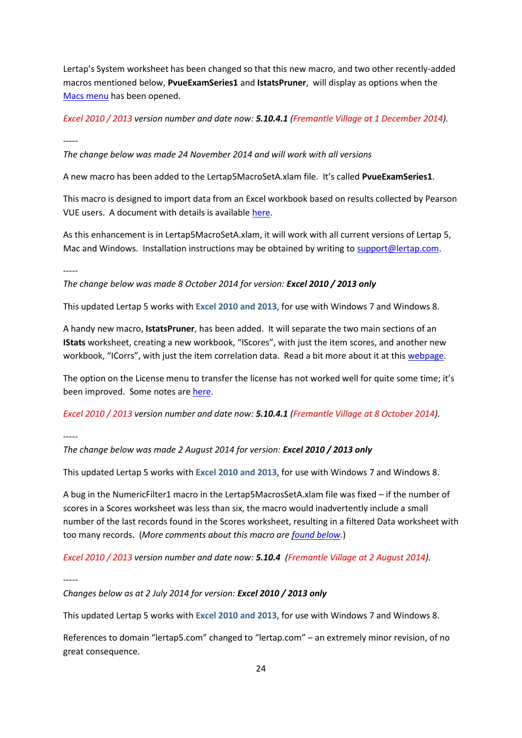Lertap's System worksheet has been changed so that this new macro, and two other recently-added macros mentioned below, **PvueExamSeries1** and **IstatsPruner**, will display as options when the Macs menu has been opened.

*Excel 2010 / 2013 version number and date now:* ***5.10.4.1*** *(Fremantle Village at 1 December 2014).*

-----

*The change below was made 24 November 2014 and will work with all versions*

A new macro has been added to the Lertap5MacroSetA.xlam file. It's called **PvueExamSeries1**.

This macro is designed to import data from an Excel workbook based on results collected by Pearson VUE users. A document with details is available here.

As this enhancement is in Lertap5MacroSetA.xlam, it will work with all current versions of Lertap 5, Mac and Windows. Installation instructions may be obtained by writing to support@lertap.com.

-----

*The change below was made 8 October 2014 for version:* ***Excel 2010 / 2013 only***

This updated Lertap 5 works with **Excel 2010 and 2013**, for use with Windows 7 and Windows 8.

A handy new macro, **IstatsPruner**, has been added. It will separate the two main sections of an **IStats** worksheet, creating a new workbook, "IScores", with just the item scores, and another new workbook, "ICorrs", with just the item correlation data. Read a bit more about it at this webpage.

The option on the License menu to transfer the license has not worked well for quite some time; it's been improved. Some notes are here.

*Excel 2010 / 2013 version number and date now:* ***5.10.4.1*** *(Fremantle Village at 8 October 2014).*

-----

*The change below was made 2 August 2014 for version:* ***Excel 2010 / 2013 only***

This updated Lertap 5 works with **Excel 2010 and 2013**, for use with Windows 7 and Windows 8.

A bug in the NumericFilter1 macro in the Lertap5MacrosSetA.xlam file was fixed – if the number of scores in a Scores worksheet was less than six, the macro would inadvertently include a small number of the last records found in the Scores worksheet, resulting in a filtered Data worksheet with too many records. (*More comments about this macro are found below.*)

*Excel 2010 / 2013 version number and date now:* ***5.10.4*** *(Fremantle Village at 2 August 2014).*

-----

*Changes below as at 2 July 2014 for version:* ***Excel 2010 / 2013 only***

This updated Lertap 5 works with **Excel 2010 and 2013**, for use with Windows 7 and Windows 8.

References to domain "lertap5.com" changed to "lertap.com" – an extremely minor revision, of no great consequence.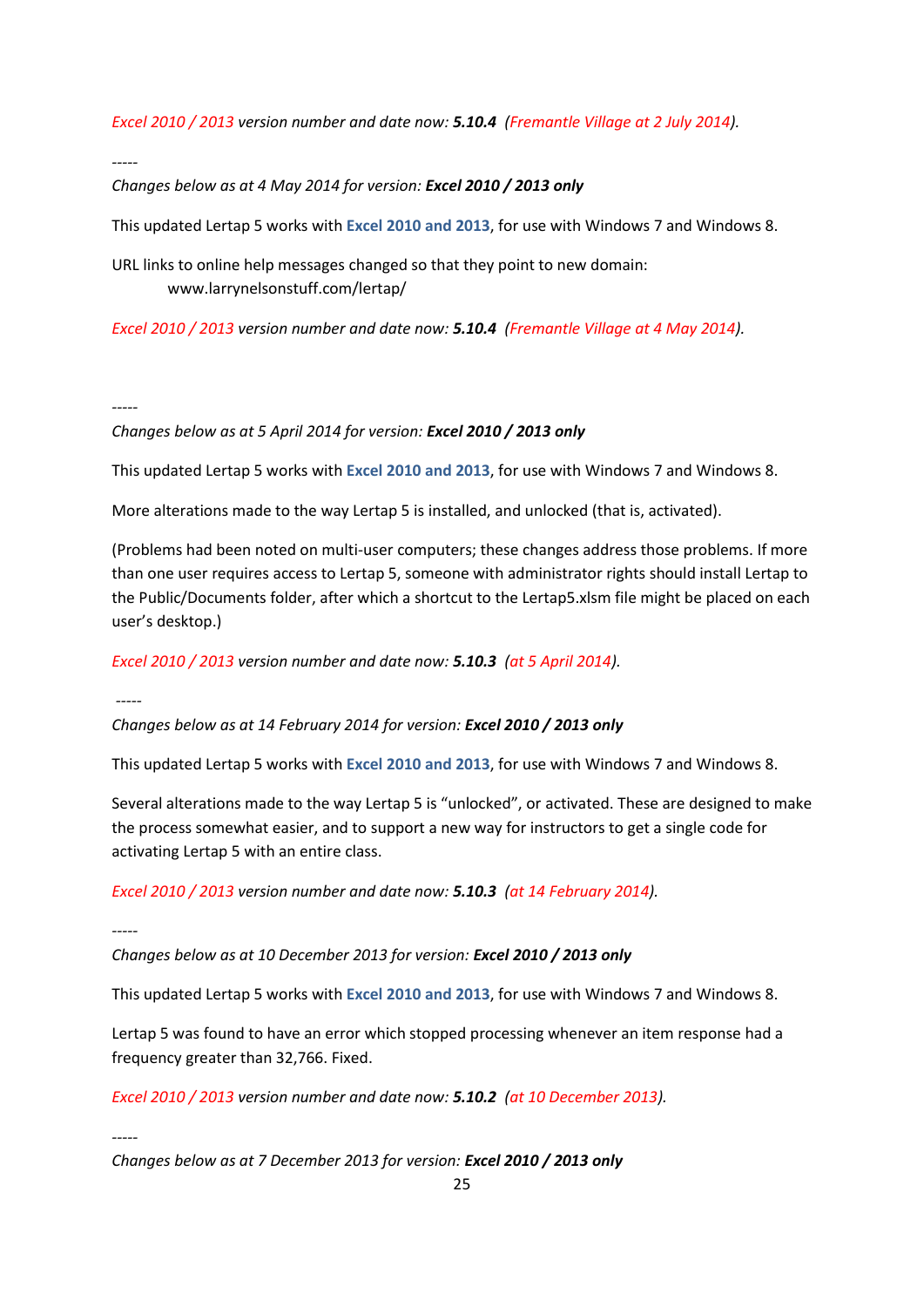*Excel 2010 / 2013 version number and date now: **5.10.4** (Fremantle Village at 2 July 2014).*

-----

*Changes below as at 4 May 2014 for version: **Excel 2010 / 2013 only***

This updated Lertap 5 works with **Excel 2010 and 2013**, for use with Windows 7 and Windows 8.

URL links to online help messages changed so that they point to new domain:
www.larrynelsonstuff.com/lertap/

*Excel 2010 / 2013 version number and date now: **5.10.4** (Fremantle Village at 4 May 2014).*

-----

*Changes below as at 5 April 2014 for version: **Excel 2010 / 2013 only***

This updated Lertap 5 works with **Excel 2010 and 2013**, for use with Windows 7 and Windows 8.

More alterations made to the way Lertap 5 is installed, and unlocked (that is, activated).

(Problems had been noted on multi-user computers; these changes address those problems. If more than one user requires access to Lertap 5, someone with administrator rights should install Lertap to the Public/Documents folder, after which a shortcut to the Lertap5.xlsm file might be placed on each user's desktop.)

*Excel 2010 / 2013 version number and date now: **5.10.3** (at 5 April 2014).*

-----

*Changes below as at 14 February 2014 for version: **Excel 2010 / 2013 only***

This updated Lertap 5 works with **Excel 2010 and 2013**, for use with Windows 7 and Windows 8.

Several alterations made to the way Lertap 5 is "unlocked", or activated. These are designed to make the process somewhat easier, and to support a new way for instructors to get a single code for activating Lertap 5 with an entire class.

*Excel 2010 / 2013 version number and date now: **5.10.3** (at 14 February 2014).*

-----

*Changes below as at 10 December 2013 for version: **Excel 2010 / 2013 only***

This updated Lertap 5 works with **Excel 2010 and 2013**, for use with Windows 7 and Windows 8.

Lertap 5 was found to have an error which stopped processing whenever an item response had a frequency greater than 32,766. Fixed.

*Excel 2010 / 2013 version number and date now: **5.10.2** (at 10 December 2013).*

-----

*Changes below as at 7 December 2013 for version: **Excel 2010 / 2013 only***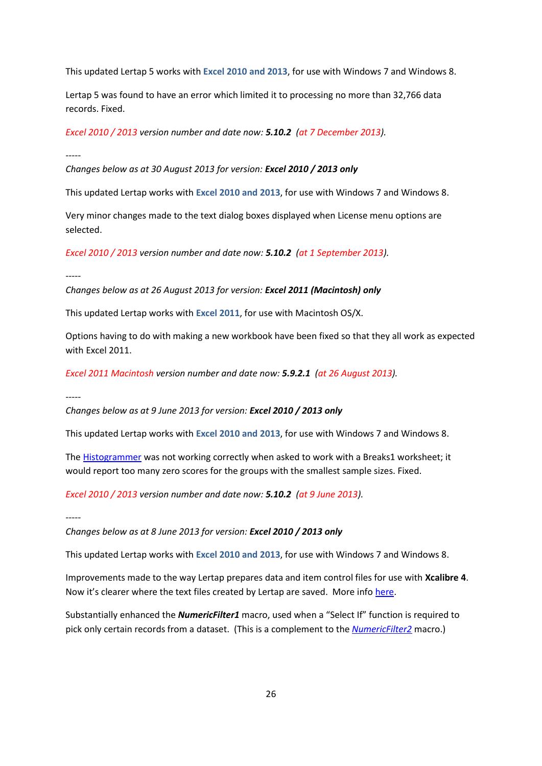This updated Lertap 5 works with **Excel 2010 and 2013**, for use with Windows 7 and Windows 8.

Lertap 5 was found to have an error which limited it to processing no more than 32,766 data records. Fixed.

*Excel 2010 / 2013 version number and date now: **5.10.2** (at 7 December 2013).*

-----

*Changes below as at 30 August 2013 for version: **Excel 2010 / 2013 only***

This updated Lertap works with **Excel 2010 and 2013**, for use with Windows 7 and Windows 8.

Very minor changes made to the text dialog boxes displayed when License menu options are selected.

*Excel 2010 / 2013 version number and date now: **5.10.2** (at 1 September 2013).*

-----

*Changes below as at 26 August 2013 for version: **Excel 2011 (Macintosh) only***

This updated Lertap works with **Excel 2011**, for use with Macintosh OS/X.

Options having to do with making a new workbook have been fixed so that they all work as expected with Excel 2011.

*Excel 2011 Macintosh version number and date now: **5.9.2.1** (at 26 August 2013).*

-----

*Changes below as at 9 June 2013 for version: **Excel 2010 / 2013 only***

This updated Lertap works with **Excel 2010 and 2013**, for use with Windows 7 and Windows 8.

The Histogrammer was not working correctly when asked to work with a Breaks1 worksheet; it would report too many zero scores for the groups with the smallest sample sizes. Fixed.

*Excel 2010 / 2013 version number and date now: **5.10.2** (at 9 June 2013).*

-----

*Changes below as at 8 June 2013 for version: **Excel 2010 / 2013 only***

This updated Lertap works with **Excel 2010 and 2013**, for use with Windows 7 and Windows 8.

Improvements made to the way Lertap prepares data and item control files for use with **Xcalibre 4**. Now it's clearer where the text files created by Lertap are saved. More info here.

Substantially enhanced the ***NumericFilter1*** macro, used when a "Select If" function is required to pick only certain records from a dataset. (This is a complement to the *NumericFilter2* macro.)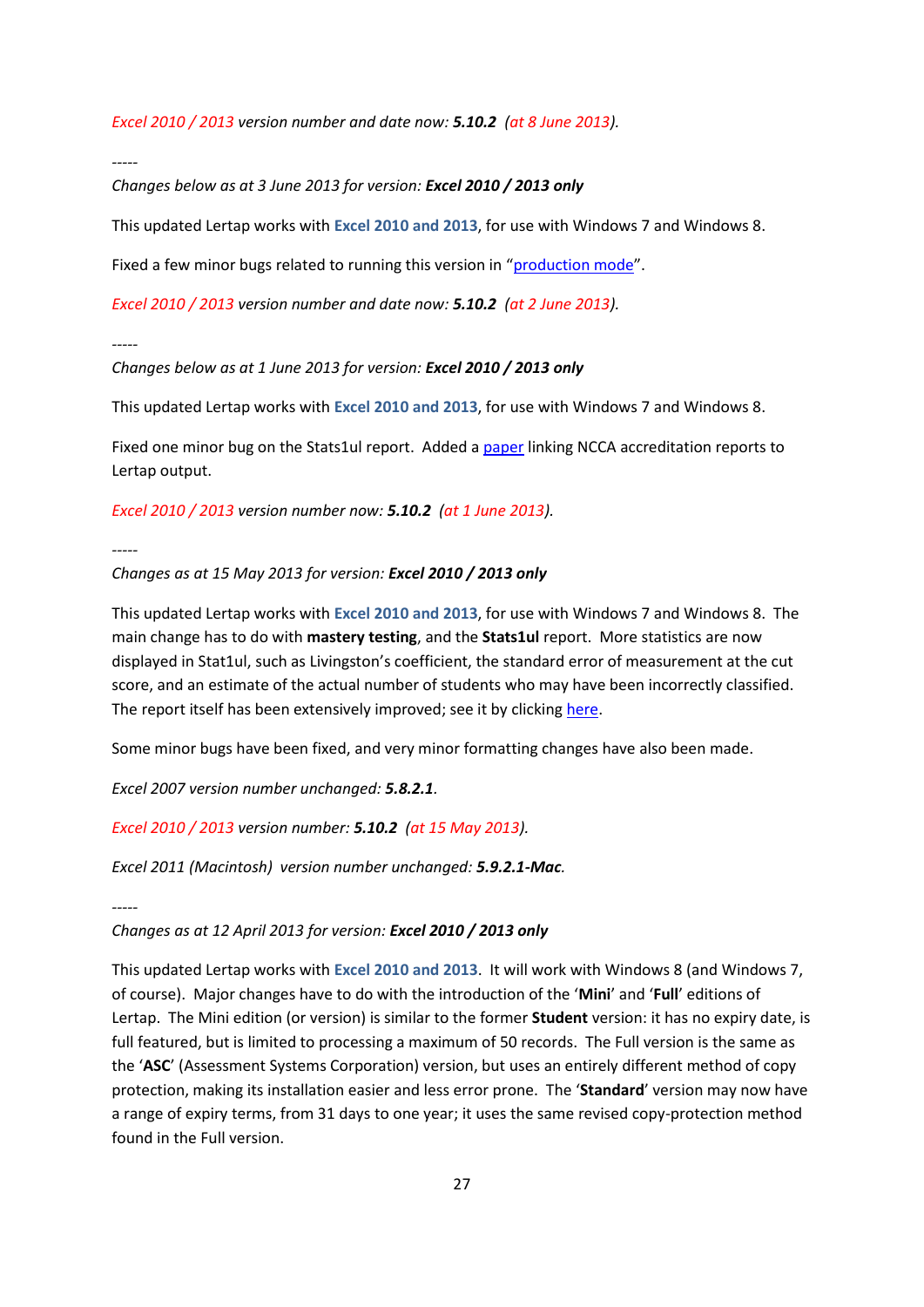*Excel 2010 / 2013 version number and date now: **5.10.2** (at 8 June 2013).*

-----

*Changes below as at 3 June 2013 for version: **Excel 2010 / 2013 only***

This updated Lertap works with **Excel 2010 and 2013**, for use with Windows 7 and Windows 8.

Fixed a few minor bugs related to running this version in "production mode".

*Excel 2010 / 2013 version number and date now: **5.10.2** (at 2 June 2013).*

-----

*Changes below as at 1 June 2013 for version: **Excel 2010 / 2013 only***

This updated Lertap works with **Excel 2010 and 2013**, for use with Windows 7 and Windows 8.

Fixed one minor bug on the Stats1ul report. Added a paper linking NCCA accreditation reports to Lertap output.

*Excel 2010 / 2013 version number now: **5.10.2** (at 1 June 2013).*

-----

*Changes as at 15 May 2013 for version: **Excel 2010 / 2013 only***

This updated Lertap works with **Excel 2010 and 2013**, for use with Windows 7 and Windows 8. The main change has to do with **mastery testing**, and the **Stats1ul** report. More statistics are now displayed in Stat1ul, such as Livingston's coefficient, the standard error of measurement at the cut score, and an estimate of the actual number of students who may have been incorrectly classified. The report itself has been extensively improved; see it by clicking here.

Some minor bugs have been fixed, and very minor formatting changes have also been made.

*Excel 2007 version number unchanged: **5.8.2.1**.*

*Excel 2010 / 2013 version number: **5.10.2** (at 15 May 2013).*

*Excel 2011 (Macintosh) version number unchanged: **5.9.2.1-Mac**.*

-----

*Changes as at 12 April 2013 for version: **Excel 2010 / 2013 only***

This updated Lertap works with **Excel 2010 and 2013**. It will work with Windows 8 (and Windows 7, of course). Major changes have to do with the introduction of the '**Mini**' and '**Full**' editions of Lertap. The Mini edition (or version) is similar to the former **Student** version: it has no expiry date, is full featured, but is limited to processing a maximum of 50 records. The Full version is the same as the '**ASC**' (Assessment Systems Corporation) version, but uses an entirely different method of copy protection, making its installation easier and less error prone. The '**Standard**' version may now have a range of expiry terms, from 31 days to one year; it uses the same revised copy-protection method found in the Full version.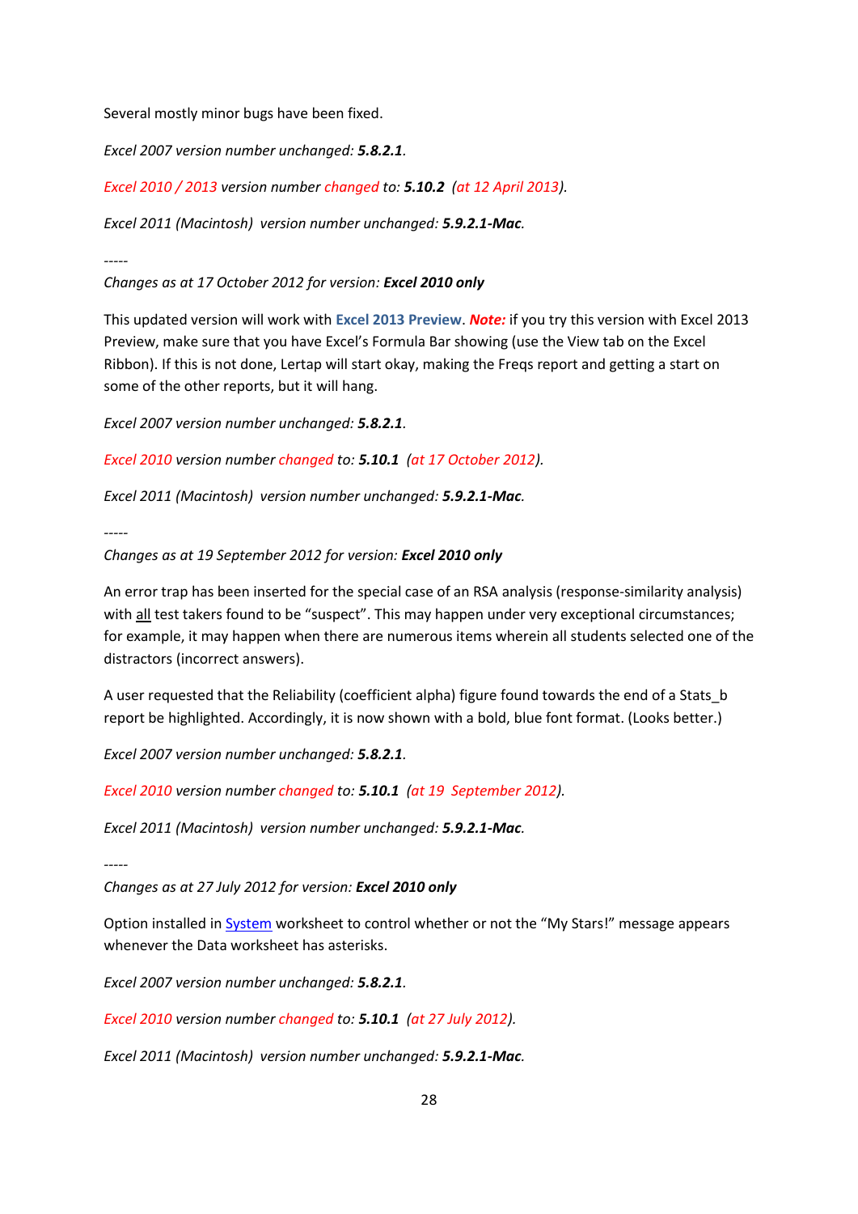Several mostly minor bugs have been fixed.

*Excel 2007 version number unchanged:* ***5.8.2.1***.

*Excel 2010 / 2013 version number changed to:* ***5.10.2*** *(at 12 April 2013).*

*Excel 2011 (Macintosh) version number unchanged:* ***5.9.2.1-Mac****.*

-----

*Changes as at 17 October 2012 for version:* ***Excel 2010 only***

This updated version will work with **Excel 2013 Preview**. ***Note:*** if you try this version with Excel 2013 Preview, make sure that you have Excel's Formula Bar showing (use the View tab on the Excel Ribbon). If this is not done, Lertap will start okay, making the Freqs report and getting a start on some of the other reports, but it will hang.

*Excel 2007 version number unchanged:* ***5.8.2.1***.

*Excel 2010 version number changed to:* ***5.10.1*** *(at 17 October 2012).*

*Excel 2011 (Macintosh) version number unchanged:* ***5.9.2.1-Mac****.*

-----

*Changes as at 19 September 2012 for version:* ***Excel 2010 only***

An error trap has been inserted for the special case of an RSA analysis (response-similarity analysis) with all test takers found to be "suspect". This may happen under very exceptional circumstances; for example, it may happen when there are numerous items wherein all students selected one of the distractors (incorrect answers).

A user requested that the Reliability (coefficient alpha) figure found towards the end of a Stats_b report be highlighted. Accordingly, it is now shown with a bold, blue font format. (Looks better.)

*Excel 2007 version number unchanged:* ***5.8.2.1***.

*Excel 2010 version number changed to:* ***5.10.1*** *(at 19 September 2012).*

*Excel 2011 (Macintosh) version number unchanged:* ***5.9.2.1-Mac****.*

-----

*Changes as at 27 July 2012 for version:* ***Excel 2010 only***

Option installed in System worksheet to control whether or not the "My Stars!" message appears whenever the Data worksheet has asterisks.

*Excel 2007 version number unchanged:* ***5.8.2.1***.

*Excel 2010 version number changed to:* ***5.10.1*** *(at 27 July 2012).*

*Excel 2011 (Macintosh) version number unchanged:* ***5.9.2.1-Mac****.*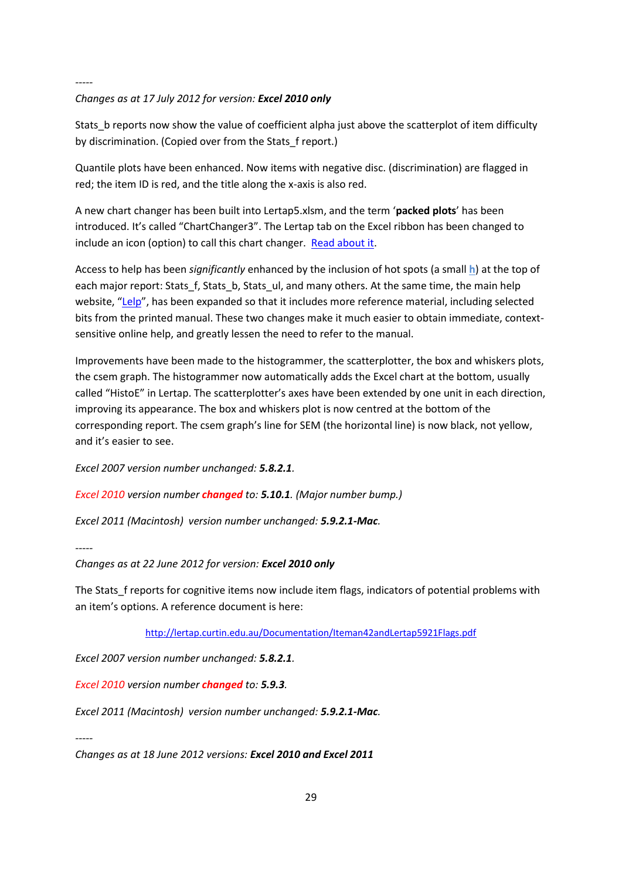-----

*Changes as at 17 July 2012 for version: **Excel 2010 only***

Stats_b reports now show the value of coefficient alpha just above the scatterplot of item difficulty by discrimination. (Copied over from the Stats_f report.)

Quantile plots have been enhanced. Now items with negative disc. (discrimination) are flagged in red; the item ID is red, and the title along the x-axis is also red.

A new chart changer has been built into Lertap5.xlsm, and the term '**packed plots**' has been introduced. It's called "ChartChanger3". The Lertap tab on the Excel ribbon has been changed to include an icon (option) to call this chart changer. [Read about it](#).

Access to help has been *significantly* enhanced by the inclusion of hot spots (a small **h**) at the top of each major report: Stats_f, Stats_b, Stats_ul, and many others. At the same time, the main help website, "[Lelp](#)", has been expanded so that it includes more reference material, including selected bits from the printed manual. These two changes make it much easier to obtain immediate, context-sensitive online help, and greatly lessen the need to refer to the manual.

Improvements have been made to the histogrammer, the scatterplotter, the box and whiskers plots, the csem graph. The histogrammer now automatically adds the Excel chart at the bottom, usually called "HistoE" in Lertap. The scatterplotter's axes have been extended by one unit in each direction, improving its appearance. The box and whiskers plot is now centred at the bottom of the corresponding report. The csem graph's line for SEM (the horizontal line) is now black, not yellow, and it's easier to see.

*Excel 2007 version number unchanged: **5.8.2.1**.*

*Excel 2010 version number **changed** to: **5.10.1**. (Major number bump.)*

*Excel 2011 (Macintosh) version number unchanged: **5.9.2.1-Mac**.*

-----

*Changes as at 22 June 2012 for version: **Excel 2010 only***

The Stats_f reports for cognitive items now include item flags, indicators of potential problems with an item's options. A reference document is here:

http://lertap.curtin.edu.au/Documentation/Iteman42andLertap5921Flags.pdf

*Excel 2007 version number unchanged: **5.8.2.1**.*

*Excel 2010 version number **changed** to: **5.9.3**.*

*Excel 2011 (Macintosh) version number unchanged: **5.9.2.1-Mac**.*

-----

*Changes as at 18 June 2012 versions: **Excel 2010 and Excel 2011***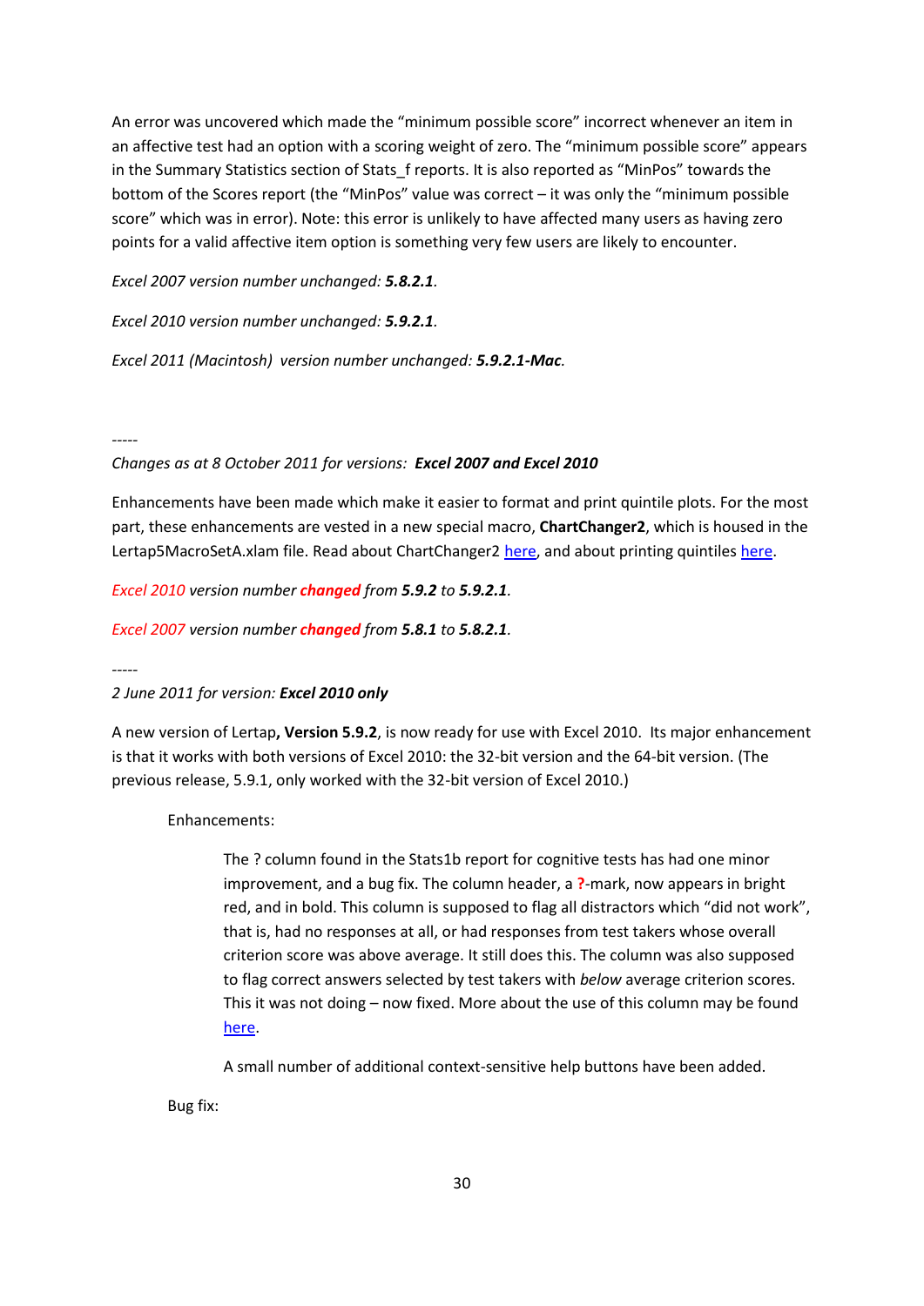An error was uncovered which made the "minimum possible score" incorrect whenever an item in an affective test had an option with a scoring weight of zero. The "minimum possible score" appears in the Summary Statistics section of Stats_f reports. It is also reported as "MinPos" towards the bottom of the Scores report (the "MinPos" value was correct – it was only the "minimum possible score" which was in error). Note: this error is unlikely to have affected many users as having zero points for a valid affective item option is something very few users are likely to encounter.

*Excel 2007 version number unchanged: **5.8.2.1**.*

*Excel 2010 version number unchanged: **5.9.2.1**.*

*Excel 2011 (Macintosh) version number unchanged: **5.9.2.1-Mac**.*

-----

*Changes as at 8 October 2011 for versions: **Excel 2007 and Excel 2010***

Enhancements have been made which make it easier to format and print quintile plots. For the most part, these enhancements are vested in a new special macro, **ChartChanger2**, which is housed in the Lertap5MacroSetA.xlam file. Read about ChartChanger2 here, and about printing quintiles here.

*Excel 2010 version number **changed** from **5.9.2** to **5.9.2.1**.*

*Excel 2007 version number **changed** from **5.8.1** to **5.8.2.1**.*

-----

*2 June 2011 for version: **Excel 2010 only***

A new version of Lertap**, Version 5.9.2**, is now ready for use with Excel 2010. Its major enhancement is that it works with both versions of Excel 2010: the 32-bit version and the 64-bit version. (The previous release, 5.9.1, only worked with the 32-bit version of Excel 2010.)

Enhancements:

> The ? column found in the Stats1b report for cognitive tests has had one minor improvement, and a bug fix. The column header, a **?**-mark, now appears in bright red, and in bold. This column is supposed to flag all distractors which "did not work", that is, had no responses at all, or had responses from test takers whose overall criterion score was above average. It still does this. The column was also supposed to flag correct answers selected by test takers with *below* average criterion scores. This it was not doing – now fixed. More about the use of this column may be found here.
>
> A small number of additional context-sensitive help buttons have been added.

Bug fix: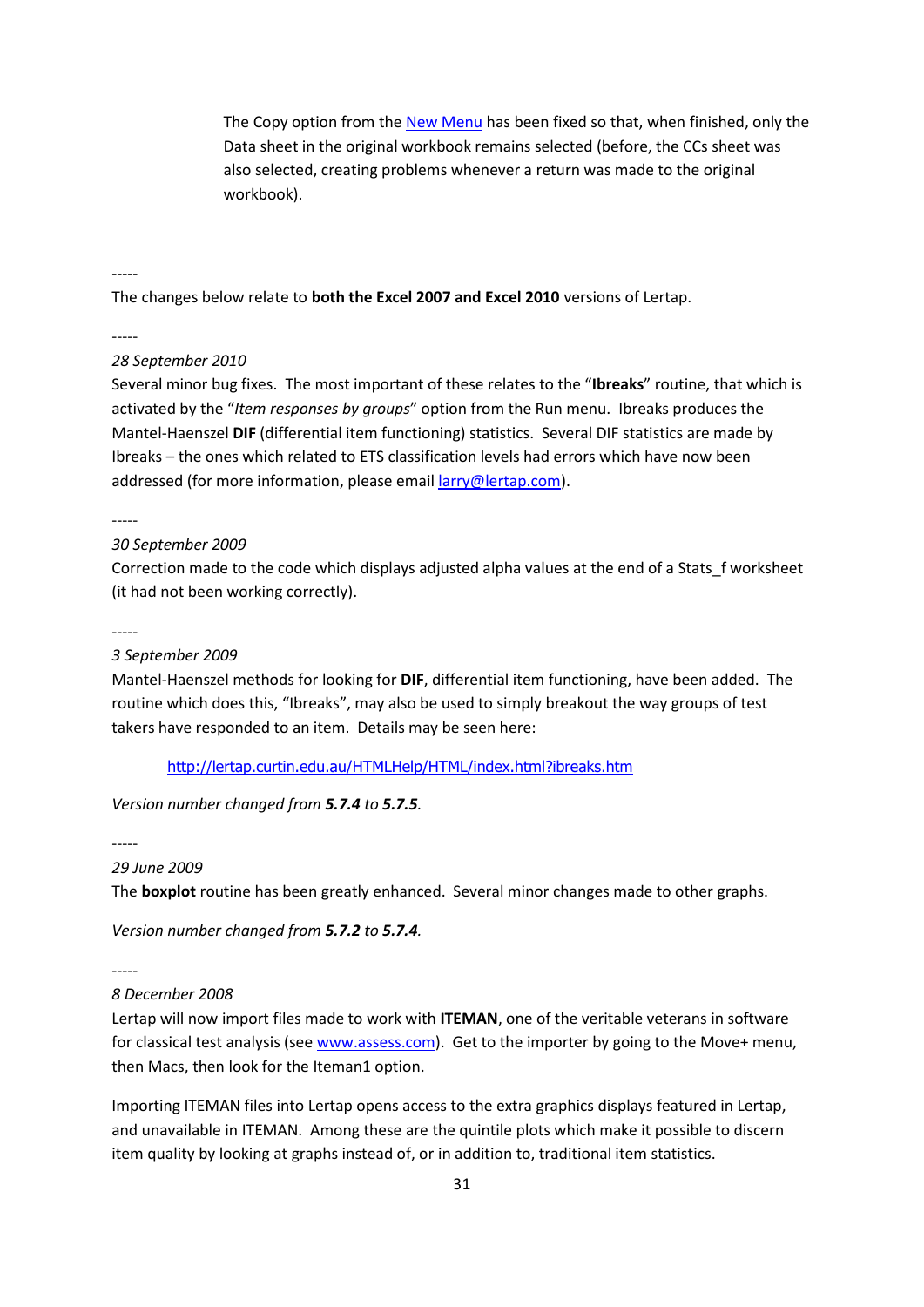The Copy option from the New Menu has been fixed so that, when finished, only the Data sheet in the original workbook remains selected (before, the CCs sheet was also selected, creating problems whenever a return was made to the original workbook).

-----

The changes below relate to **both the Excel 2007 and Excel 2010** versions of Lertap.

-----

*28 September 2010*

Several minor bug fixes. The most important of these relates to the "**Ibreaks**" routine, that which is activated by the "*Item responses by groups*" option from the Run menu. Ibreaks produces the Mantel-Haenszel **DIF** (differential item functioning) statistics. Several DIF statistics are made by Ibreaks – the ones which related to ETS classification levels had errors which have now been addressed (for more information, please email larry@lertap.com).

-----

*30 September 2009*

Correction made to the code which displays adjusted alpha values at the end of a Stats_f worksheet (it had not been working correctly).

-----

*3 September 2009*

Mantel-Haenszel methods for looking for **DIF**, differential item functioning, have been added. The routine which does this, "Ibreaks", may also be used to simply breakout the way groups of test takers have responded to an item. Details may be seen here:

http://lertap.curtin.edu.au/HTMLHelp/HTML/index.html?ibreaks.htm

*Version number changed from **5.7.4** to **5.7.5**.*

-----

*29 June 2009*

The **boxplot** routine has been greatly enhanced. Several minor changes made to other graphs.

*Version number changed from **5.7.2** to **5.7.4**.*

-----

*8 December 2008*

Lertap will now import files made to work with **ITEMAN**, one of the veritable veterans in software for classical test analysis (see www.assess.com). Get to the importer by going to the Move+ menu, then Macs, then look for the Iteman1 option.

Importing ITEMAN files into Lertap opens access to the extra graphics displays featured in Lertap, and unavailable in ITEMAN. Among these are the quintile plots which make it possible to discern item quality by looking at graphs instead of, or in addition to, traditional item statistics.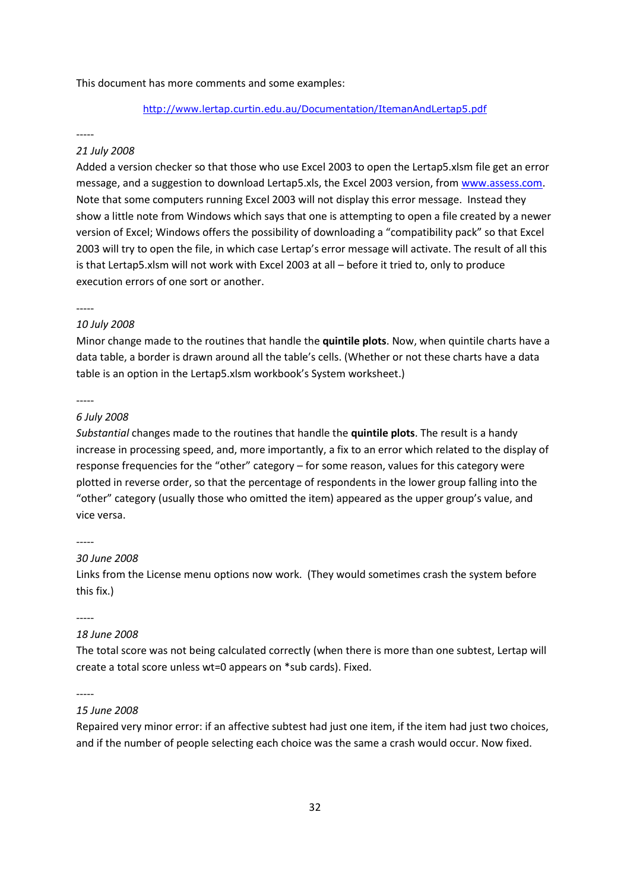This document has more comments and some examples:

http://www.lertap.curtin.edu.au/Documentation/ItemanAndLertap5.pdf

-----

*21 July 2008*

Added a version checker so that those who use Excel 2003 to open the Lertap5.xlsm file get an error message, and a suggestion to download Lertap5.xls, the Excel 2003 version, from www.assess.com. Note that some computers running Excel 2003 will not display this error message. Instead they show a little note from Windows which says that one is attempting to open a file created by a newer version of Excel; Windows offers the possibility of downloading a "compatibility pack" so that Excel 2003 will try to open the file, in which case Lertap's error message will activate. The result of all this is that Lertap5.xlsm will not work with Excel 2003 at all – before it tried to, only to produce execution errors of one sort or another.

-----

*10 July 2008*

Minor change made to the routines that handle the **quintile plots**. Now, when quintile charts have a data table, a border is drawn around all the table's cells. (Whether or not these charts have a data table is an option in the Lertap5.xlsm workbook's System worksheet.)

-----

*6 July 2008*

*Substantial* changes made to the routines that handle the **quintile plots**. The result is a handy increase in processing speed, and, more importantly, a fix to an error which related to the display of response frequencies for the "other" category – for some reason, values for this category were plotted in reverse order, so that the percentage of respondents in the lower group falling into the "other" category (usually those who omitted the item) appeared as the upper group's value, and vice versa.

-----

*30 June 2008*

Links from the License menu options now work. (They would sometimes crash the system before this fix.)

-----

*18 June 2008*

The total score was not being calculated correctly (when there is more than one subtest, Lertap will create a total score unless wt=0 appears on *sub cards). Fixed.

-----

*15 June 2008*

Repaired very minor error: if an affective subtest had just one item, if the item had just two choices, and if the number of people selecting each choice was the same a crash would occur. Now fixed.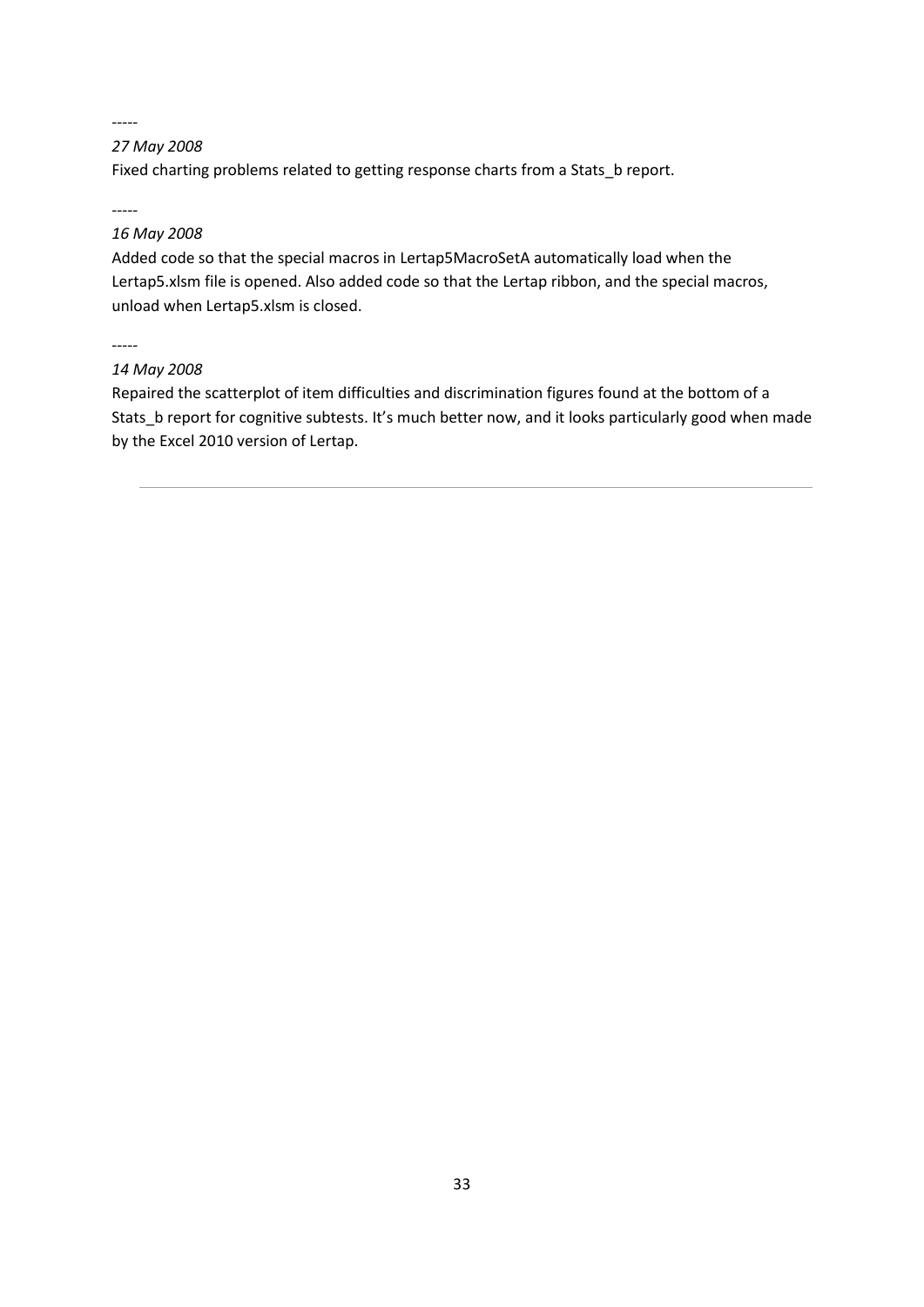-----

*27 May 2008*

Fixed charting problems related to getting response charts from a Stats_b report.

-----

*16 May 2008*

Added code so that the special macros in Lertap5MacroSetA automatically load when the Lertap5.xlsm file is opened. Also added code so that the Lertap ribbon, and the special macros, unload when Lertap5.xlsm is closed.

-----

*14 May 2008*

Repaired the scatterplot of item difficulties and discrimination figures found at the bottom of a Stats_b report for cognitive subtests. It's much better now, and it looks particularly good when made by the Excel 2010 version of Lertap.

---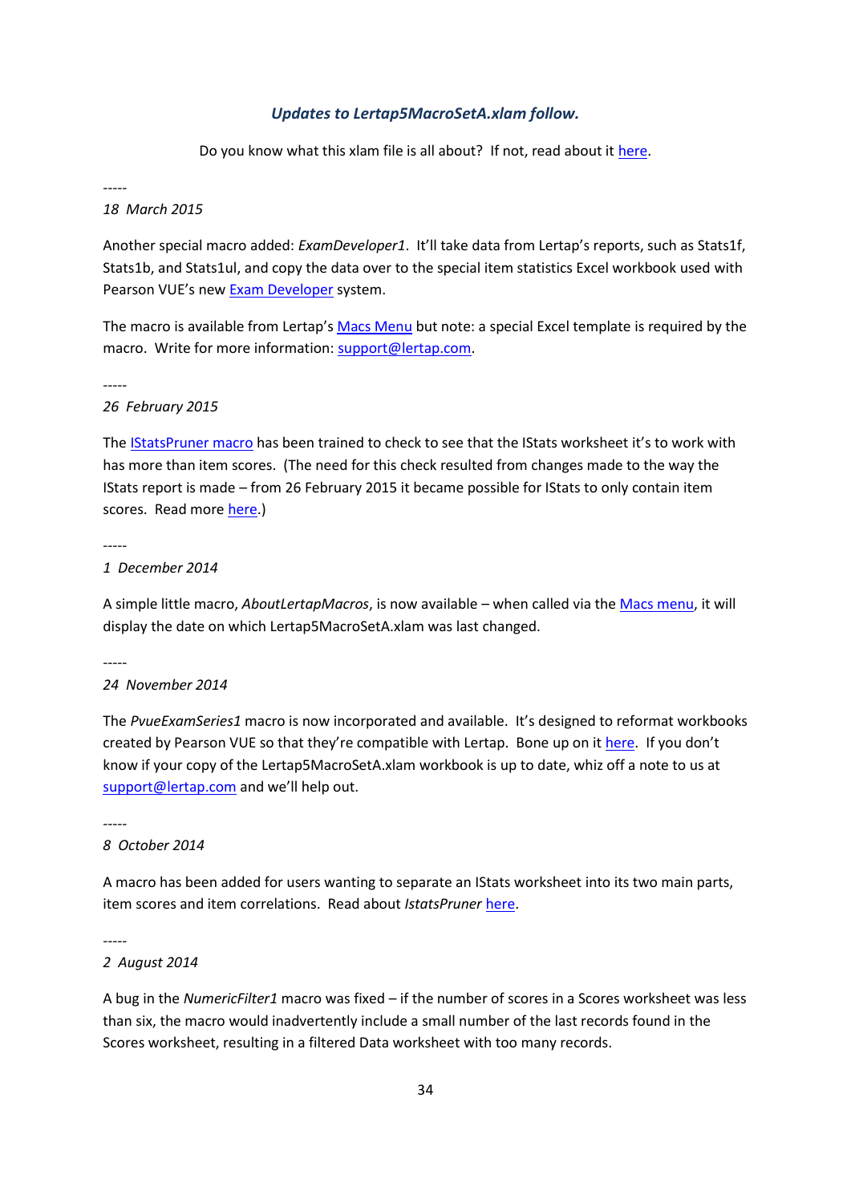### *Updates to Lertap5MacroSetA.xlam follow.*

Do you know what this xlam file is all about? If not, read about it here.

-----

*18 March 2015*

Another special macro added: *ExamDeveloper1*. It'll take data from Lertap's reports, such as Stats1f, Stats1b, and Stats1ul, and copy the data over to the special item statistics Excel workbook used with Pearson VUE's new Exam Developer system.

The macro is available from Lertap's Macs Menu but note: a special Excel template is required by the macro. Write for more information: support@lertap.com.

-----

*26 February 2015*

The IStatsPruner macro has been trained to check to see that the IStats worksheet it's to work with has more than item scores. (The need for this check resulted from changes made to the way the IStats report is made – from 26 February 2015 it became possible for IStats to only contain item scores. Read more here.)

-----

*1 December 2014*

A simple little macro, *AboutLertapMacros*, is now available – when called via the Macs menu, it will display the date on which Lertap5MacroSetA.xlam was last changed.

-----

*24 November 2014*

The *PvueExamSeries1* macro is now incorporated and available. It's designed to reformat workbooks created by Pearson VUE so that they're compatible with Lertap. Bone up on it here. If you don't know if your copy of the Lertap5MacroSetA.xlam workbook is up to date, whiz off a note to us at support@lertap.com and we'll help out.

-----

*8 October 2014*

A macro has been added for users wanting to separate an IStats worksheet into its two main parts, item scores and item correlations. Read about *IstatsPruner* here.

-----

*2 August 2014*

A bug in the *NumericFilter1* macro was fixed – if the number of scores in a Scores worksheet was less than six, the macro would inadvertently include a small number of the last records found in the Scores worksheet, resulting in a filtered Data worksheet with too many records.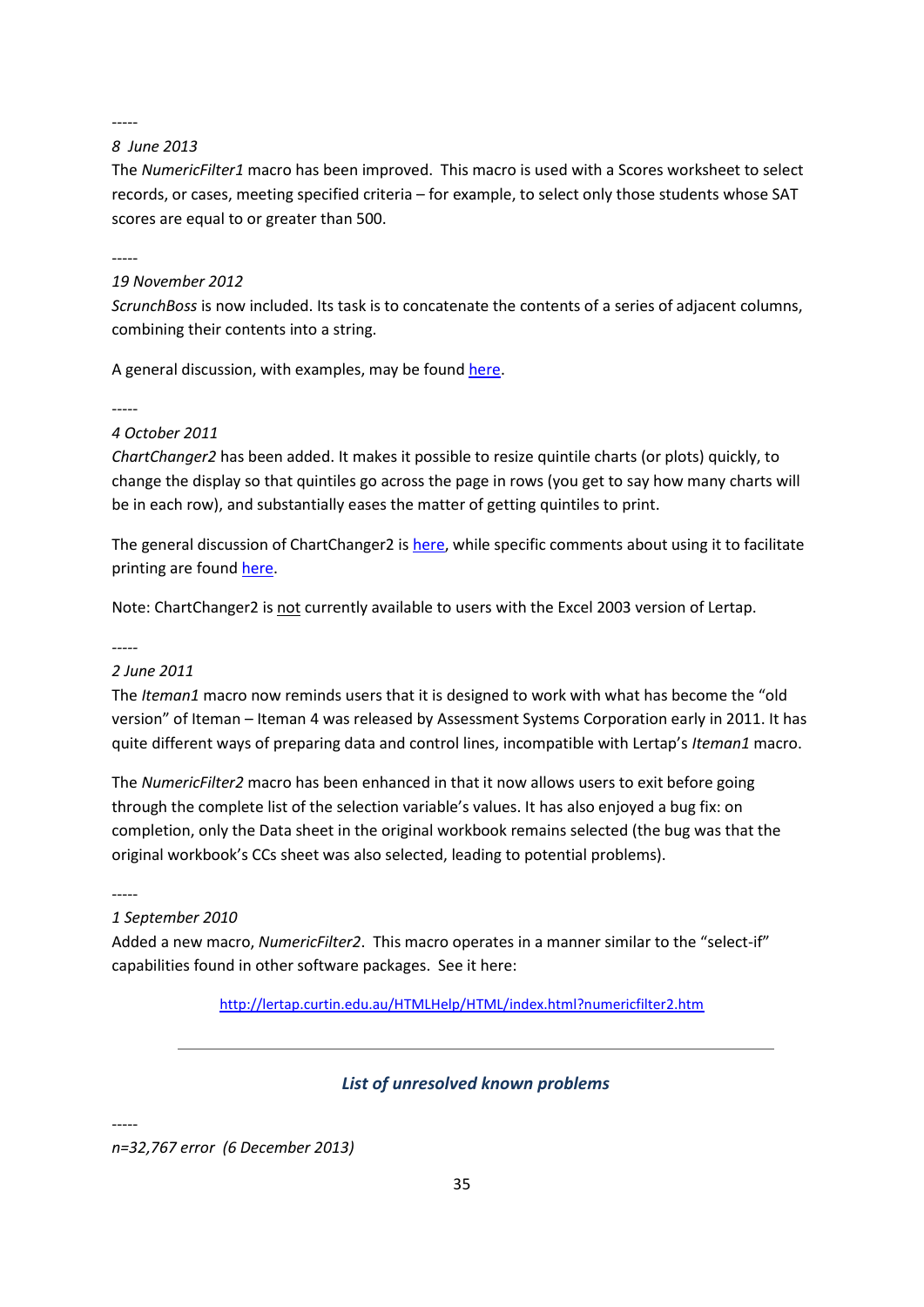-----

*8 June 2013*

The *NumericFilter1* macro has been improved. This macro is used with a Scores worksheet to select records, or cases, meeting specified criteria – for example, to select only those students whose SAT scores are equal to or greater than 500.

-----

*19 November 2012*

*ScrunchBoss* is now included. Its task is to concatenate the contents of a series of adjacent columns, combining their contents into a string.

A general discussion, with examples, may be found here.

-----

*4 October 2011*

*ChartChanger2* has been added. It makes it possible to resize quintile charts (or plots) quickly, to change the display so that quintiles go across the page in rows (you get to say how many charts will be in each row), and substantially eases the matter of getting quintiles to print.

The general discussion of ChartChanger2 is here, while specific comments about using it to facilitate printing are found here.

Note: ChartChanger2 is not currently available to users with the Excel 2003 version of Lertap.

-----

*2 June 2011*

The *Iteman1* macro now reminds users that it is designed to work with what has become the "old version" of Iteman – Iteman 4 was released by Assessment Systems Corporation early in 2011. It has quite different ways of preparing data and control lines, incompatible with Lertap's *Iteman1* macro.

The *NumericFilter2* macro has been enhanced in that it now allows users to exit before going through the complete list of the selection variable's values. It has also enjoyed a bug fix: on completion, only the Data sheet in the original workbook remains selected (the bug was that the original workbook's CCs sheet was also selected, leading to potential problems).

-----

*1 September 2010*

Added a new macro, *NumericFilter2*. This macro operates in a manner similar to the "select-if" capabilities found in other software packages. See it here:

http://lertap.curtin.edu.au/HTMLHelp/HTML/index.html?numericfilter2.htm

---

### *List of unresolved known problems*

-----

*n=32,767 error (6 December 2013)*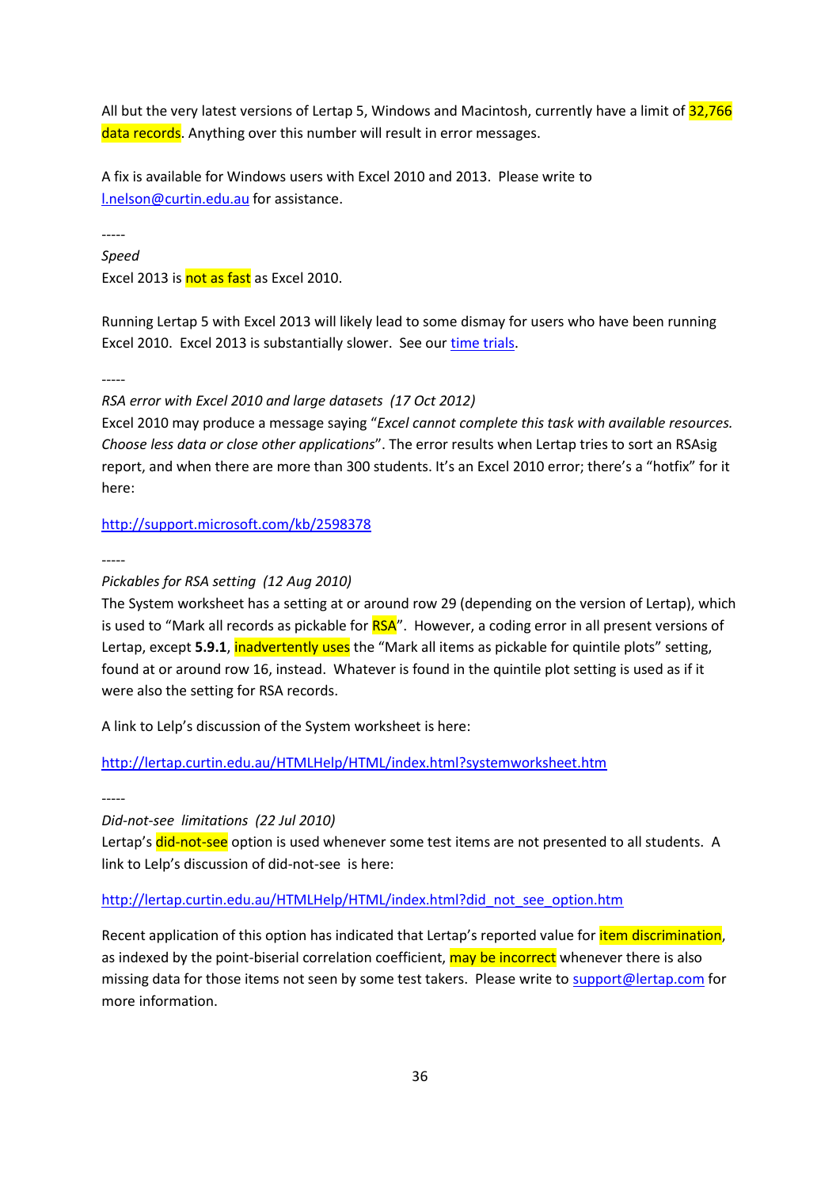All but the very latest versions of Lertap 5, Windows and Macintosh, currently have a limit of 32,766 data records. Anything over this number will result in error messages.

A fix is available for Windows users with Excel 2010 and 2013. Please write to l.nelson@curtin.edu.au for assistance.

-----

*Speed*

Excel 2013 is not as fast as Excel 2010.

Running Lertap 5 with Excel 2013 will likely lead to some dismay for users who have been running Excel 2010. Excel 2013 is substantially slower. See our time trials.

-----

*RSA error with Excel 2010 and large datasets (17 Oct 2012)*

Excel 2010 may produce a message saying "*Excel cannot complete this task with available resources. Choose less data or close other applications*". The error results when Lertap tries to sort an RSAsig report, and when there are more than 300 students. It's an Excel 2010 error; there's a "hotfix" for it here:

http://support.microsoft.com/kb/2598378

-----

*Pickables for RSA setting (12 Aug 2010)*

The System worksheet has a setting at or around row 29 (depending on the version of Lertap), which is used to "Mark all records as pickable for RSA". However, a coding error in all present versions of Lertap, except **5.9.1**, inadvertently uses the "Mark all items as pickable for quintile plots" setting, found at or around row 16, instead. Whatever is found in the quintile plot setting is used as if it were also the setting for RSA records.

A link to Lelp's discussion of the System worksheet is here:

http://lertap.curtin.edu.au/HTMLHelp/HTML/index.html?systemworksheet.htm

-----

*Did-not-see limitations (22 Jul 2010)*

Lertap's did-not-see option is used whenever some test items are not presented to all students. A link to Lelp's discussion of did-not-see is here:

http://lertap.curtin.edu.au/HTMLHelp/HTML/index.html?did_not_see_option.htm

Recent application of this option has indicated that Lertap's reported value for item discrimination, as indexed by the point-biserial correlation coefficient, may be incorrect whenever there is also missing data for those items not seen by some test takers. Please write to support@lertap.com for more information.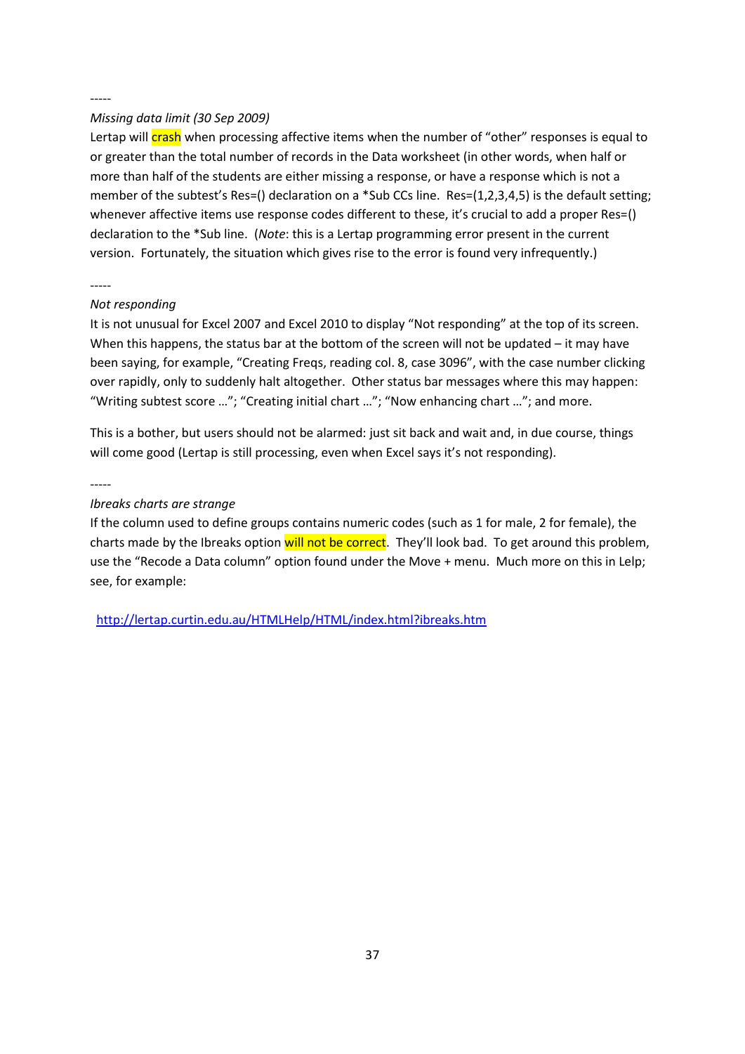-----

*Missing data limit (30 Sep 2009)*

Lertap will crash when processing affective items when the number of "other" responses is equal to or greater than the total number of records in the Data worksheet (in other words, when half or more than half of the students are either missing a response, or have a response which is not a member of the subtest's Res=() declaration on a *Sub CCs line. Res=(1,2,3,4,5) is the default setting; whenever affective items use response codes different to these, it's crucial to add a proper Res=() declaration to the *Sub line. (*Note*: this is a Lertap programming error present in the current version. Fortunately, the situation which gives rise to the error is found very infrequently.)

-----

*Not responding*

It is not unusual for Excel 2007 and Excel 2010 to display "Not responding" at the top of its screen. When this happens, the status bar at the bottom of the screen will not be updated – it may have been saying, for example, "Creating Freqs, reading col. 8, case 3096", with the case number clicking over rapidly, only to suddenly halt altogether. Other status bar messages where this may happen: "Writing subtest score …"; "Creating initial chart …"; "Now enhancing chart …"; and more.

This is a bother, but users should not be alarmed: just sit back and wait and, in due course, things will come good (Lertap is still processing, even when Excel says it's not responding).

-----

*Ibreaks charts are strange*

If the column used to define groups contains numeric codes (such as 1 for male, 2 for female), the charts made by the Ibreaks option will not be correct. They'll look bad. To get around this problem, use the "Recode a Data column" option found under the Move + menu. Much more on this in Lelp; see, for example:

http://lertap.curtin.edu.au/HTMLHelp/HTML/index.html?ibreaks.htm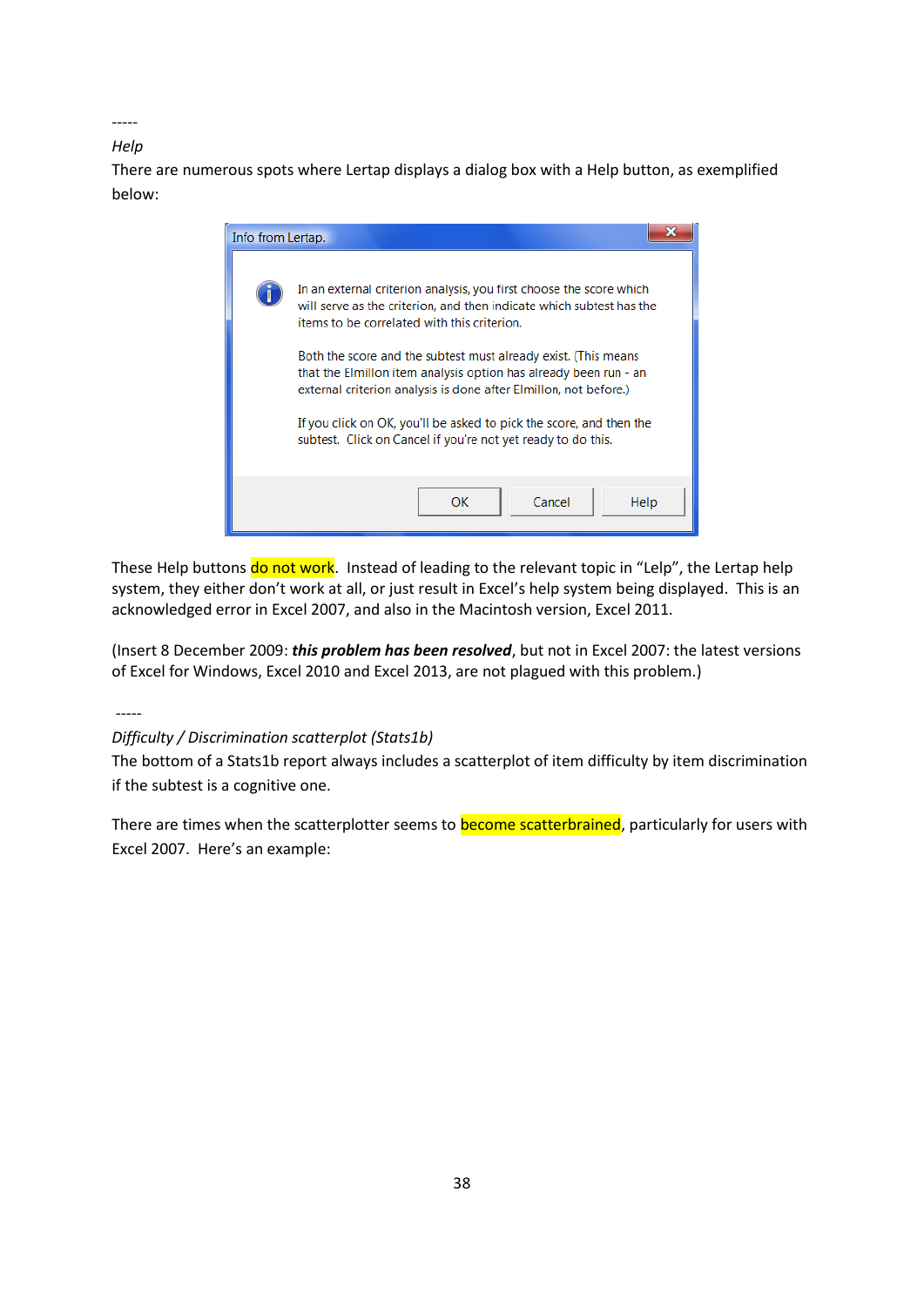-----

*Help*

There are numerous spots where Lertap displays a dialog box with a Help button, as exemplified below:

Info from Lertap.

In an external criterion analysis, you first choose the score which will serve as the criterion, and then indicate which subtest has the items to be correlated with this criterion.

Both the score and the subtest must already exist. (This means that the Elmillon item analysis option has already been run - an external criterion analysis is done after Elmillon, not before.)

If you click on OK, you'll be asked to pick the score, and then the subtest. Click on Cancel if you're not yet ready to do this.

OK | Cancel | Help

These Help buttons do not work. Instead of leading to the relevant topic in "Lelp", the Lertap help system, they either don't work at all, or just result in Excel's help system being displayed. This is an acknowledged error in Excel 2007, and also in the Macintosh version, Excel 2011.

(Insert 8 December 2009: ***this problem has been resolved***, but not in Excel 2007: the latest versions of Excel for Windows, Excel 2010 and Excel 2013, are not plagued with this problem.)

-----

*Difficulty / Discrimination scatterplot (Stats1b)*

The bottom of a Stats1b report always includes a scatterplot of item difficulty by item discrimination if the subtest is a cognitive one.

There are times when the scatterplotter seems to become scatterbrained, particularly for users with Excel 2007. Here's an example: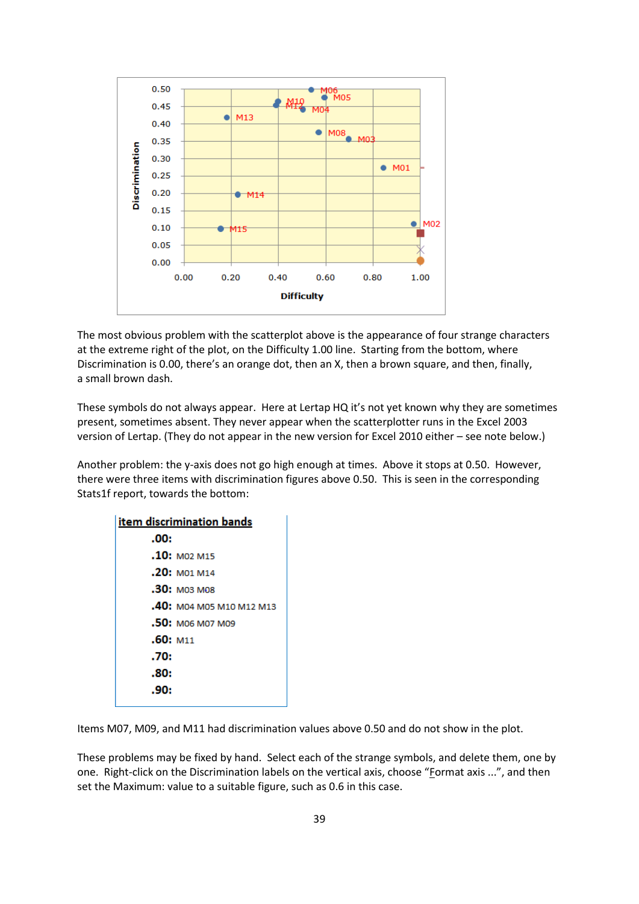The most obvious problem with the scatterplot above is the appearance of four strange characters at the extreme right of the plot, on the Difficulty 1.00 line. Starting from the bottom, where Discrimination is 0.00, there's an orange dot, then an X, then a brown square, and then, finally, a small brown dash.

These symbols do not always appear. Here at Lertap HQ it's not yet known why they are sometimes present, sometimes absent. They never appear when the scatterplotter runs in the Excel 2003 version of Lertap. (They do not appear in the new version for Excel 2010 either – see note below.)

Another problem: the y-axis does not go high enough at times. Above it stops at 0.50. However, there were three items with discrimination figures above 0.50. This is seen in the corresponding Stats1f report, towards the bottom:

**item discrimination bands**

**.00:**
**.10:** M02 M15
**.20:** M01 M14
**.30:** M03 M08
**.40:** M04 M05 M10 M12 M13
**.50:** M06 M07 M09
**.60:** M11
**.70:**
**.80:**
**.90:**

Items M07, M09, and M11 had discrimination values above 0.50 and do not show in the plot.

These problems may be fixed by hand. Select each of the strange symbols, and delete them, one by one. Right-click on the Discrimination labels on the vertical axis, choose "Format axis ...", and then set the Maximum: value to a suitable figure, such as 0.6 in this case.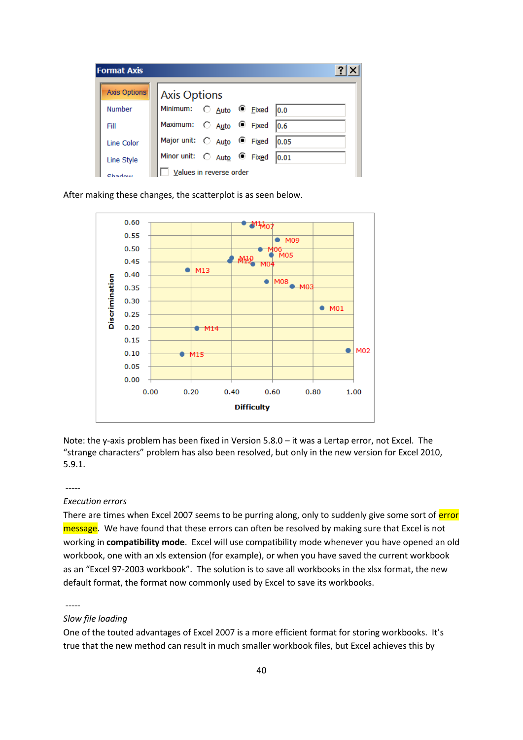After making these changes, the scatterplot is as seen below.

Note: the y-axis problem has been fixed in Version 5.8.0 – it was a Lertap error, not Excel. The "strange characters" problem has also been resolved, but only in the new version for Excel 2010, 5.9.1.

-----

*Execution errors*

There are times when Excel 2007 seems to be purring along, only to suddenly give some sort of error message. We have found that these errors can often be resolved by making sure that Excel is not working in **compatibility mode**. Excel will use compatibility mode whenever you have opened an old workbook, one with an xls extension (for example), or when you have saved the current workbook as an "Excel 97-2003 workbook". The solution is to save all workbooks in the xlsx format, the new default format, the format now commonly used by Excel to save its workbooks.

-----

*Slow file loading*

One of the touted advantages of Excel 2007 is a more efficient format for storing workbooks. It's true that the new method can result in much smaller workbook files, but Excel achieves this by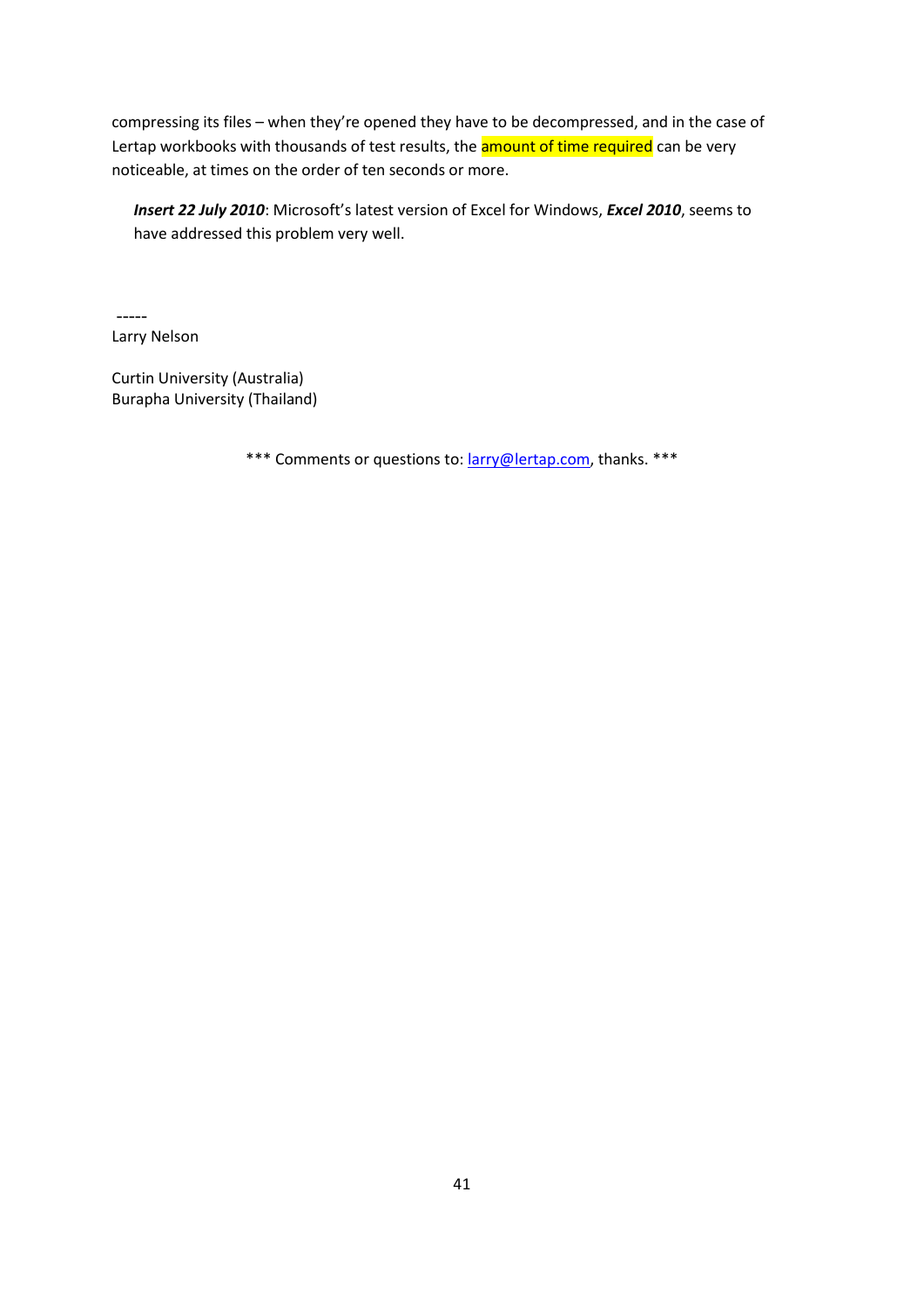compressing its files – when they're opened they have to be decompressed, and in the case of Lertap workbooks with thousands of test results, the amount of time required can be very noticeable, at times on the order of ten seconds or more.

> ***Insert 22 July 2010***: Microsoft's latest version of Excel for Windows, ***Excel 2010***, seems to have addressed this problem very well.

-----

Larry Nelson

Curtin University (Australia)
Burapha University (Thailand)

*** Comments or questions to: larry@lertap.com, thanks. ***